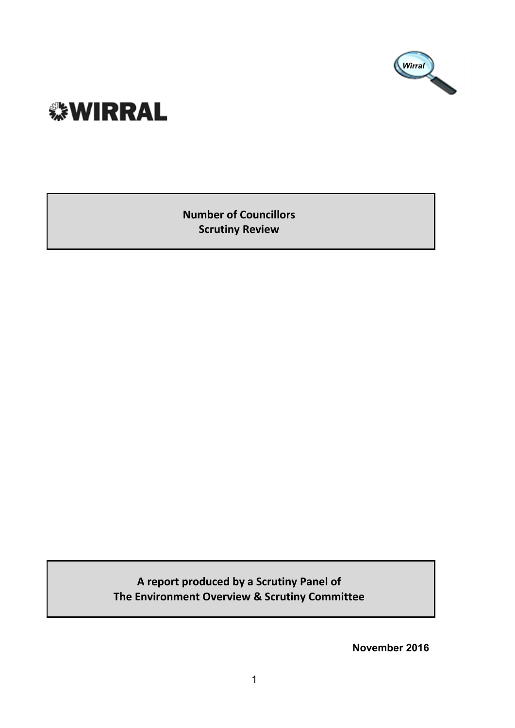WIRRAL

# Number of Councillors Scrutiny Review

A report produced by a Scrutiny Panel of The Environment Overview & Scrutiny Committee

November 2016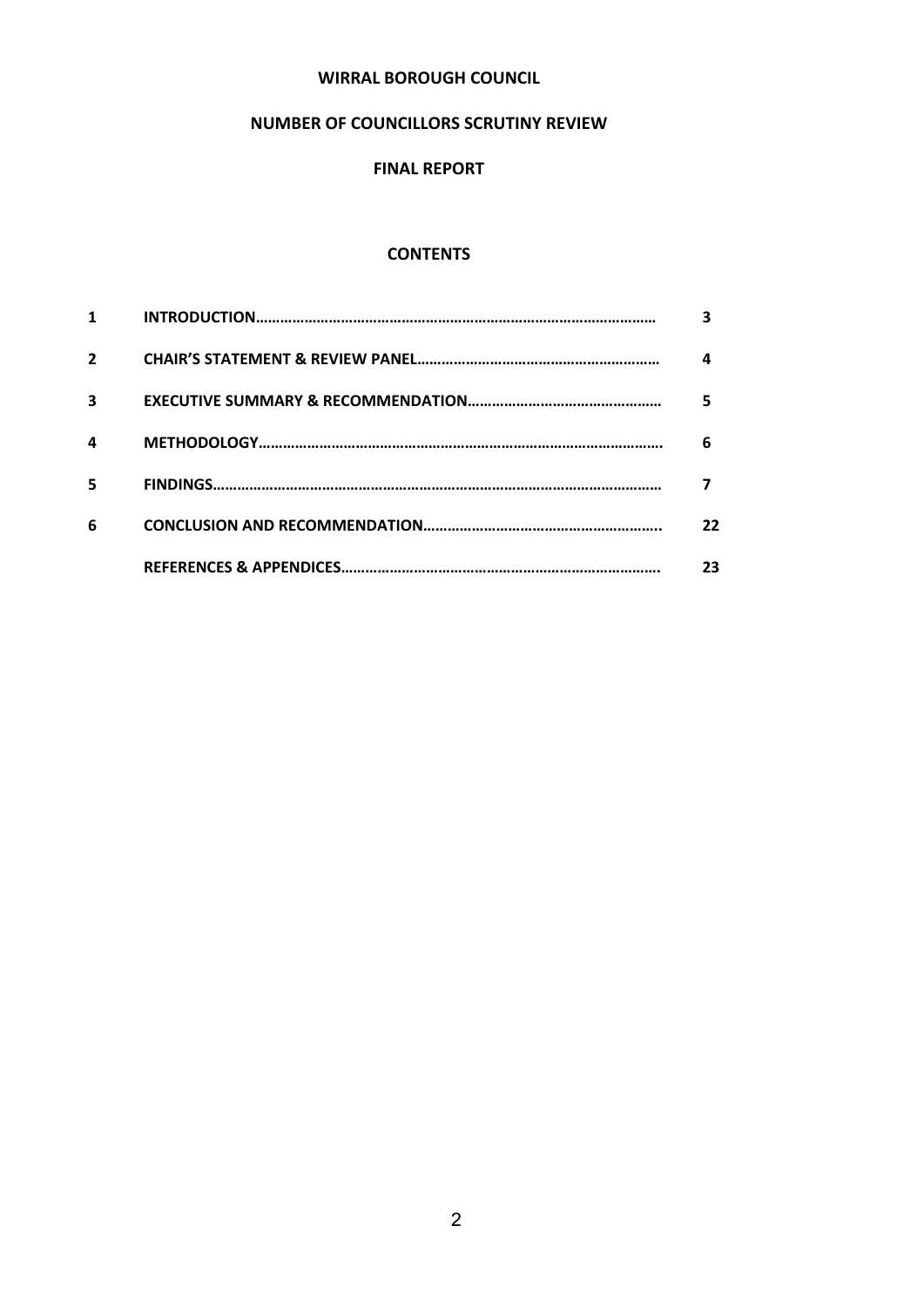**WIRRAL BOROUGH COUNCIL**

**NUMBER OF COUNCILLORS SCRUTINY REVIEW**

**FINAL REPORT**

**CONTENTS**

| | | |
|---|---|---|
| **1** | **INTRODUCTION………………………………………………………………………………………** | **3** |
| **2** | **CHAIR'S STATEMENT & REVIEW PANEL…………………………………………………** | **4** |
| **3** | **EXECUTIVE SUMMARY & RECOMMENDATION…………………………………………** | **5** |
| **4** | **METHODOLOGY……………………………………………………………………………………….** | **6** |
| **5** | **FINDINGS…………………………………………………………………………………………………** | **7** |
| **6** | **CONCLUSION AND RECOMMENDATION…………………………………………………..** | **22** |
| | **REFERENCES & APPENDICES…………………………………………………………………….** | **23** |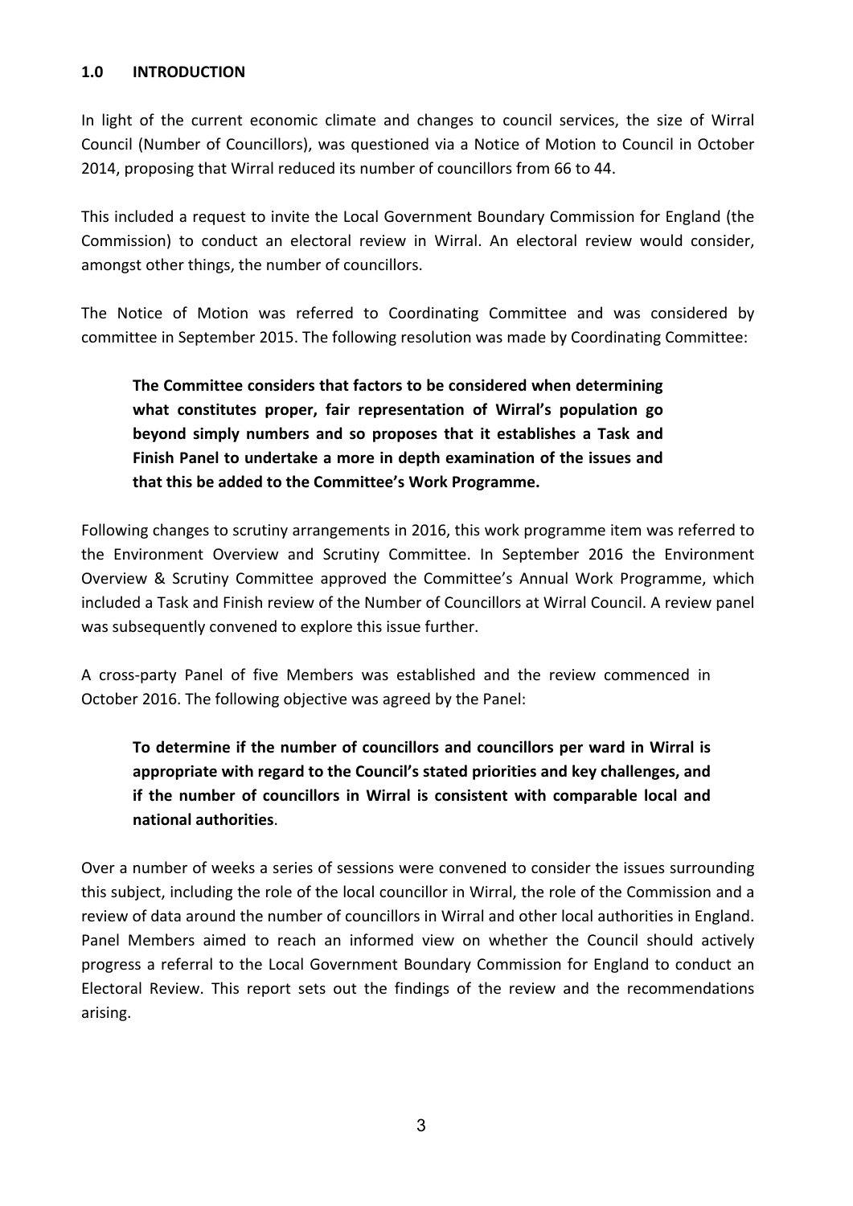## 1.0 INTRODUCTION

In light of the current economic climate and changes to council services, the size of Wirral Council (Number of Councillors), was questioned via a Notice of Motion to Council in October 2014, proposing that Wirral reduced its number of councillors from 66 to 44.

This included a request to invite the Local Government Boundary Commission for England (the Commission) to conduct an electoral review in Wirral. An electoral review would consider, amongst other things, the number of councillors.

The Notice of Motion was referred to Coordinating Committee and was considered by committee in September 2015. The following resolution was made by Coordinating Committee:

> **The Committee considers that factors to be considered when determining what constitutes proper, fair representation of Wirral's population go beyond simply numbers and so proposes that it establishes a Task and Finish Panel to undertake a more in depth examination of the issues and that this be added to the Committee's Work Programme.**

Following changes to scrutiny arrangements in 2016, this work programme item was referred to the Environment Overview and Scrutiny Committee. In September 2016 the Environment Overview & Scrutiny Committee approved the Committee's Annual Work Programme, which included a Task and Finish review of the Number of Councillors at Wirral Council. A review panel was subsequently convened to explore this issue further.

A cross-party Panel of five Members was established and the review commenced in October 2016. The following objective was agreed by the Panel:

> **To determine if the number of councillors and councillors per ward in Wirral is appropriate with regard to the Council's stated priorities and key challenges, and if the number of councillors in Wirral is consistent with comparable local and national authorities**.

Over a number of weeks a series of sessions were convened to consider the issues surrounding this subject, including the role of the local councillor in Wirral, the role of the Commission and a review of data around the number of councillors in Wirral and other local authorities in England. Panel Members aimed to reach an informed view on whether the Council should actively progress a referral to the Local Government Boundary Commission for England to conduct an Electoral Review. This report sets out the findings of the review and the recommendations arising.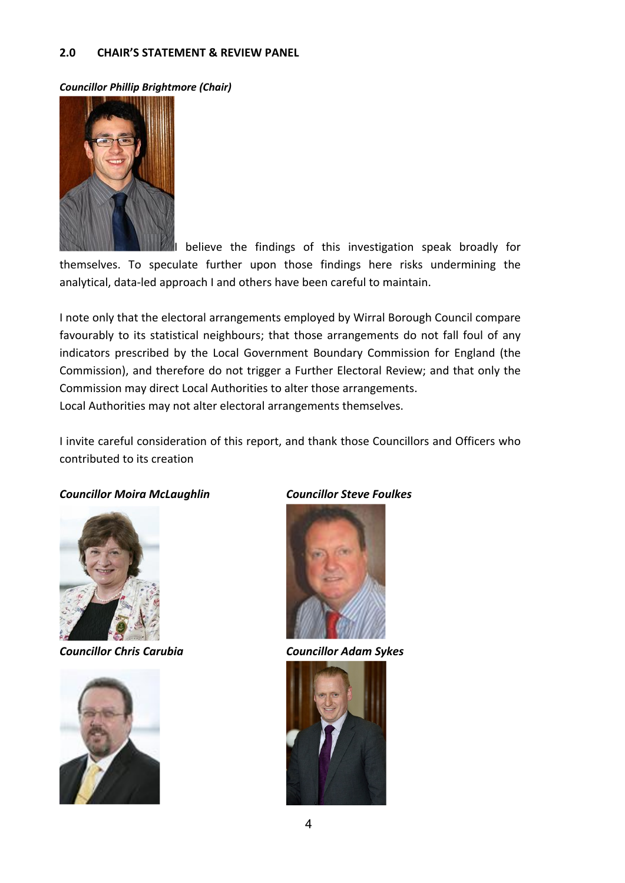## 2.0 CHAIR'S STATEMENT & REVIEW PANEL

***Councillor Phillip Brightmore (Chair)***

I believe the findings of this investigation speak broadly for themselves. To speculate further upon those findings here risks undermining the analytical, data-led approach I and others have been careful to maintain.

I note only that the electoral arrangements employed by Wirral Borough Council compare favourably to its statistical neighbours; that those arrangements do not fall foul of any indicators prescribed by the Local Government Boundary Commission for England (the Commission), and therefore do not trigger a Further Electoral Review; and that only the Commission may direct Local Authorities to alter those arrangements.
Local Authorities may not alter electoral arrangements themselves.

I invite careful consideration of this report, and thank those Councillors and Officers who contributed to its creation

***Councillor Moira McLaughlin***

***Councillor Steve Foulkes***

***Councillor Chris Carubia***

***Councillor Adam Sykes***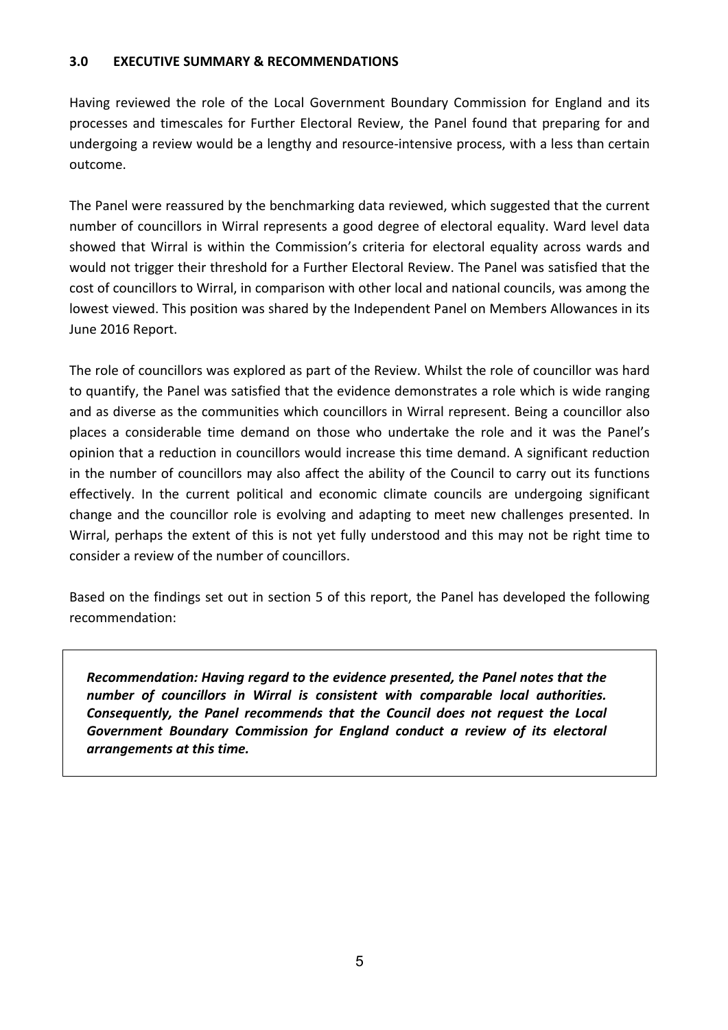## 3.0 EXECUTIVE SUMMARY & RECOMMENDATIONS

Having reviewed the role of the Local Government Boundary Commission for England and its processes and timescales for Further Electoral Review, the Panel found that preparing for and undergoing a review would be a lengthy and resource-intensive process, with a less than certain outcome.

The Panel were reassured by the benchmarking data reviewed, which suggested that the current number of councillors in Wirral represents a good degree of electoral equality. Ward level data showed that Wirral is within the Commission's criteria for electoral equality across wards and would not trigger their threshold for a Further Electoral Review. The Panel was satisfied that the cost of councillors to Wirral, in comparison with other local and national councils, was among the lowest viewed. This position was shared by the Independent Panel on Members Allowances in its June 2016 Report.

The role of councillors was explored as part of the Review. Whilst the role of councillor was hard to quantify, the Panel was satisfied that the evidence demonstrates a role which is wide ranging and as diverse as the communities which councillors in Wirral represent. Being a councillor also places a considerable time demand on those who undertake the role and it was the Panel's opinion that a reduction in councillors would increase this time demand. A significant reduction in the number of councillors may also affect the ability of the Council to carry out its functions effectively. In the current political and economic climate councils are undergoing significant change and the councillor role is evolving and adapting to meet new challenges presented. In Wirral, perhaps the extent of this is not yet fully understood and this may not be right time to consider a review of the number of councillors.

Based on the findings set out in section 5 of this report, the Panel has developed the following recommendation:

> ***Recommendation: Having regard to the evidence presented, the Panel notes that the number of councillors in Wirral is consistent with comparable local authorities. Consequently, the Panel recommends that the Council does not request the Local Government Boundary Commission for England conduct a review of its electoral arrangements at this time.***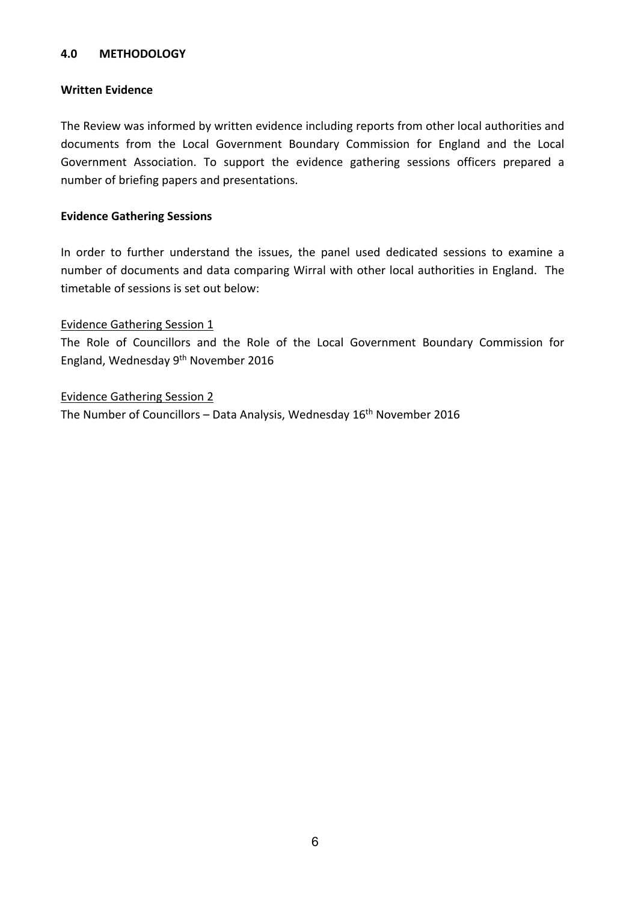## 4.0 METHODOLOGY

**Written Evidence**

The Review was informed by written evidence including reports from other local authorities and documents from the Local Government Boundary Commission for England and the Local Government Association. To support the evidence gathering sessions officers prepared a number of briefing papers and presentations.

**Evidence Gathering Sessions**

In order to further understand the issues, the panel used dedicated sessions to examine a number of documents and data comparing Wirral with other local authorities in England. The timetable of sessions is set out below:

<u>Evidence Gathering Session 1</u>
The Role of Councillors and the Role of the Local Government Boundary Commission for England, Wednesday 9th November 2016

<u>Evidence Gathering Session 2</u>
The Number of Councillors – Data Analysis, Wednesday 16th November 2016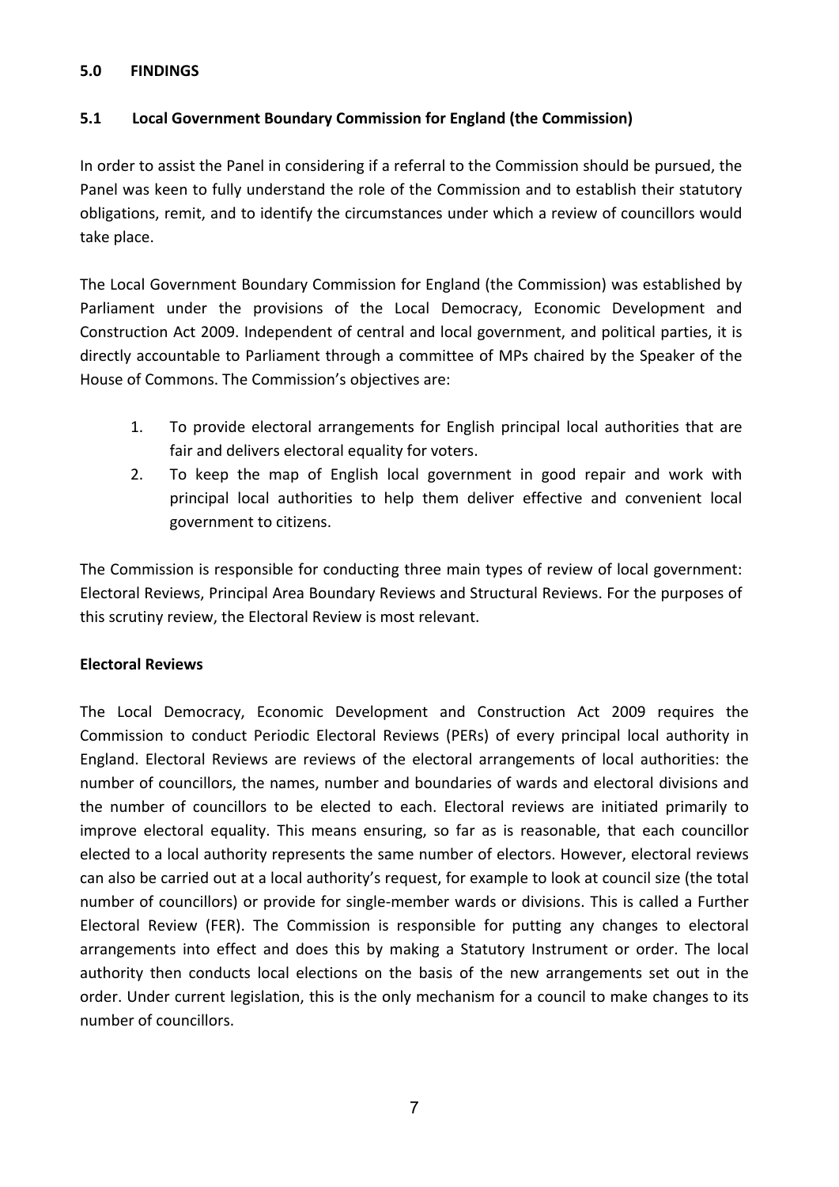## 5.0 FINDINGS

### 5.1 Local Government Boundary Commission for England (the Commission)

In order to assist the Panel in considering if a referral to the Commission should be pursued, the Panel was keen to fully understand the role of the Commission and to establish their statutory obligations, remit, and to identify the circumstances under which a review of councillors would take place.

The Local Government Boundary Commission for England (the Commission) was established by Parliament under the provisions of the Local Democracy, Economic Development and Construction Act 2009. Independent of central and local government, and political parties, it is directly accountable to Parliament through a committee of MPs chaired by the Speaker of the House of Commons. The Commission's objectives are:

1. To provide electoral arrangements for English principal local authorities that are fair and delivers electoral equality for voters.
2. To keep the map of English local government in good repair and work with principal local authorities to help them deliver effective and convenient local government to citizens.

The Commission is responsible for conducting three main types of review of local government: Electoral Reviews, Principal Area Boundary Reviews and Structural Reviews. For the purposes of this scrutiny review, the Electoral Review is most relevant.

**Electoral Reviews**

The Local Democracy, Economic Development and Construction Act 2009 requires the Commission to conduct Periodic Electoral Reviews (PERs) of every principal local authority in England. Electoral Reviews are reviews of the electoral arrangements of local authorities: the number of councillors, the names, number and boundaries of wards and electoral divisions and the number of councillors to be elected to each. Electoral reviews are initiated primarily to improve electoral equality. This means ensuring, so far as is reasonable, that each councillor elected to a local authority represents the same number of electors. However, electoral reviews can also be carried out at a local authority's request, for example to look at council size (the total number of councillors) or provide for single-member wards or divisions. This is called a Further Electoral Review (FER). The Commission is responsible for putting any changes to electoral arrangements into effect and does this by making a Statutory Instrument or order. The local authority then conducts local elections on the basis of the new arrangements set out in the order. Under current legislation, this is the only mechanism for a council to make changes to its number of councillors.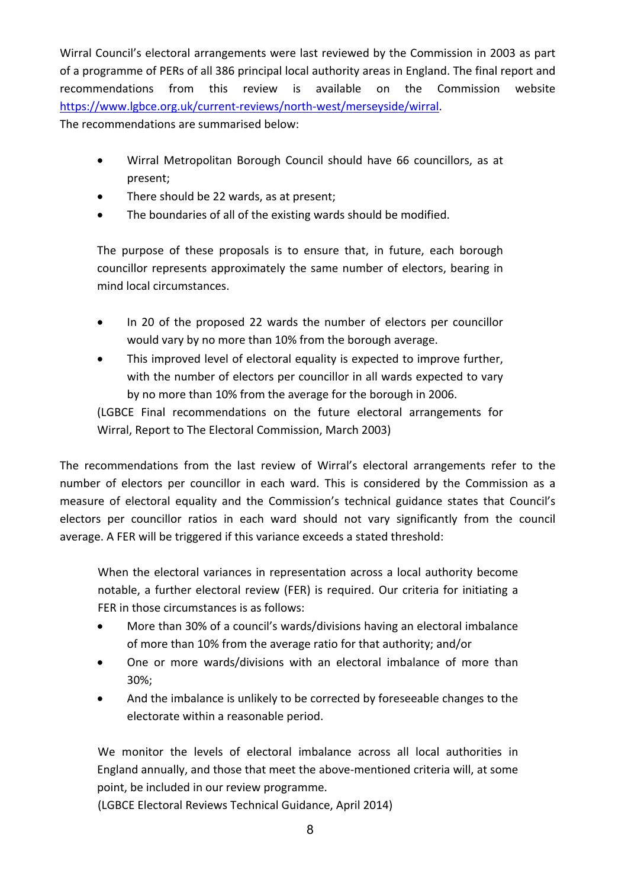Wirral Council's electoral arrangements were last reviewed by the Commission in 2003 as part of a programme of PERs of all 386 principal local authority areas in England. The final report and recommendations from this review is available on the Commission website [https://www.lgbce.org.uk/current-reviews/north-west/merseyside/wirral](https://www.lgbce.org.uk/current-reviews/north-west/merseyside/wirral).
The recommendations are summarised below:

> - Wirral Metropolitan Borough Council should have 66 councillors, as at present;
> - There should be 22 wards, as at present;
> - The boundaries of all of the existing wards should be modified.
>
> The purpose of these proposals is to ensure that, in future, each borough councillor represents approximately the same number of electors, bearing in mind local circumstances.
>
> - In 20 of the proposed 22 wards the number of electors per councillor would vary by no more than 10% from the borough average.
> - This improved level of electoral equality is expected to improve further, with the number of electors per councillor in all wards expected to vary by no more than 10% from the average for the borough in 2006.
>
> (LGBCE Final recommendations on the future electoral arrangements for Wirral, Report to The Electoral Commission, March 2003)

The recommendations from the last review of Wirral's electoral arrangements refer to the number of electors per councillor in each ward. This is considered by the Commission as a measure of electoral equality and the Commission's technical guidance states that Council's electors per councillor ratios in each ward should not vary significantly from the council average. A FER will be triggered if this variance exceeds a stated threshold:

> When the electoral variances in representation across a local authority become notable, a further electoral review (FER) is required. Our criteria for initiating a FER in those circumstances is as follows:
>
> - More than 30% of a council's wards/divisions having an electoral imbalance of more than 10% from the average ratio for that authority; and/or
> - One or more wards/divisions with an electoral imbalance of more than 30%;
> - And the imbalance is unlikely to be corrected by foreseeable changes to the electorate within a reasonable period.
>
> We monitor the levels of electoral imbalance across all local authorities in England annually, and those that meet the above-mentioned criteria will, at some point, be included in our review programme.
>
> (LGBCE Electoral Reviews Technical Guidance, April 2014)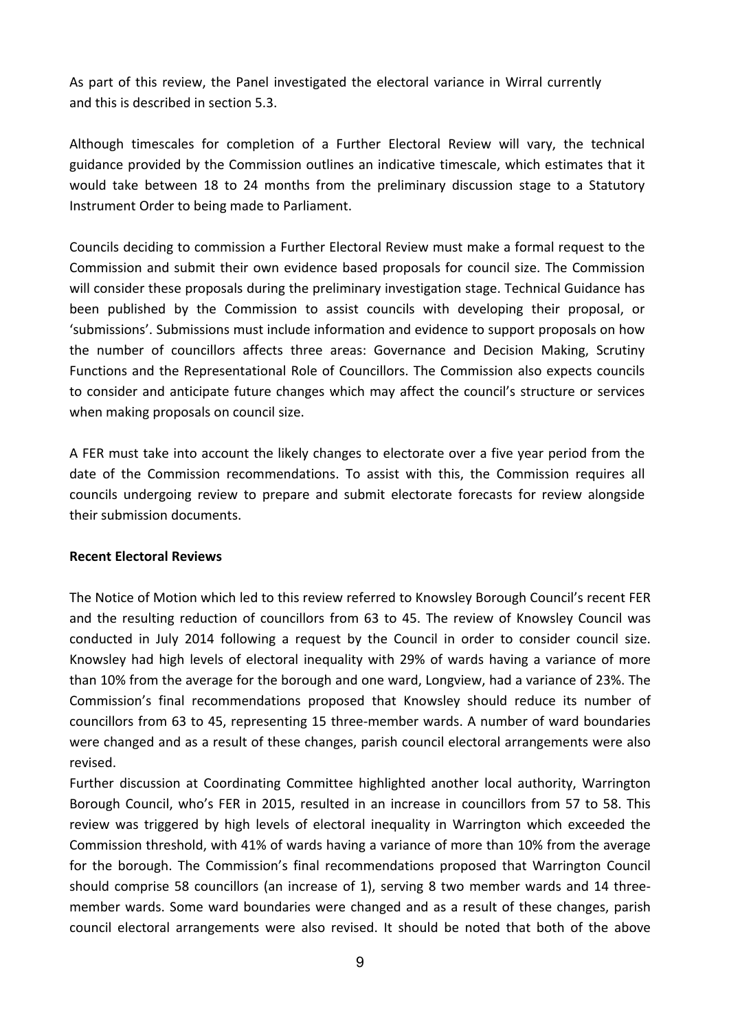As part of this review, the Panel investigated the electoral variance in Wirral currently and this is described in section 5.3.

Although timescales for completion of a Further Electoral Review will vary, the technical guidance provided by the Commission outlines an indicative timescale, which estimates that it would take between 18 to 24 months from the preliminary discussion stage to a Statutory Instrument Order to being made to Parliament.

Councils deciding to commission a Further Electoral Review must make a formal request to the Commission and submit their own evidence based proposals for council size. The Commission will consider these proposals during the preliminary investigation stage. Technical Guidance has been published by the Commission to assist councils with developing their proposal, or 'submissions'. Submissions must include information and evidence to support proposals on how the number of councillors affects three areas: Governance and Decision Making, Scrutiny Functions and the Representational Role of Councillors. The Commission also expects councils to consider and anticipate future changes which may affect the council's structure or services when making proposals on council size.

A FER must take into account the likely changes to electorate over a five year period from the date of the Commission recommendations. To assist with this, the Commission requires all councils undergoing review to prepare and submit electorate forecasts for review alongside their submission documents.

**Recent Electoral Reviews**

The Notice of Motion which led to this review referred to Knowsley Borough Council's recent FER and the resulting reduction of councillors from 63 to 45. The review of Knowsley Council was conducted in July 2014 following a request by the Council in order to consider council size. Knowsley had high levels of electoral inequality with 29% of wards having a variance of more than 10% from the average for the borough and one ward, Longview, had a variance of 23%. The Commission's final recommendations proposed that Knowsley should reduce its number of councillors from 63 to 45, representing 15 three-member wards. A number of ward boundaries were changed and as a result of these changes, parish council electoral arrangements were also revised.

Further discussion at Coordinating Committee highlighted another local authority, Warrington Borough Council, who's FER in 2015, resulted in an increase in councillors from 57 to 58. This review was triggered by high levels of electoral inequality in Warrington which exceeded the Commission threshold, with 41% of wards having a variance of more than 10% from the average for the borough. The Commission's final recommendations proposed that Warrington Council should comprise 58 councillors (an increase of 1), serving 8 two member wards and 14 three-member wards. Some ward boundaries were changed and as a result of these changes, parish council electoral arrangements were also revised. It should be noted that both of the above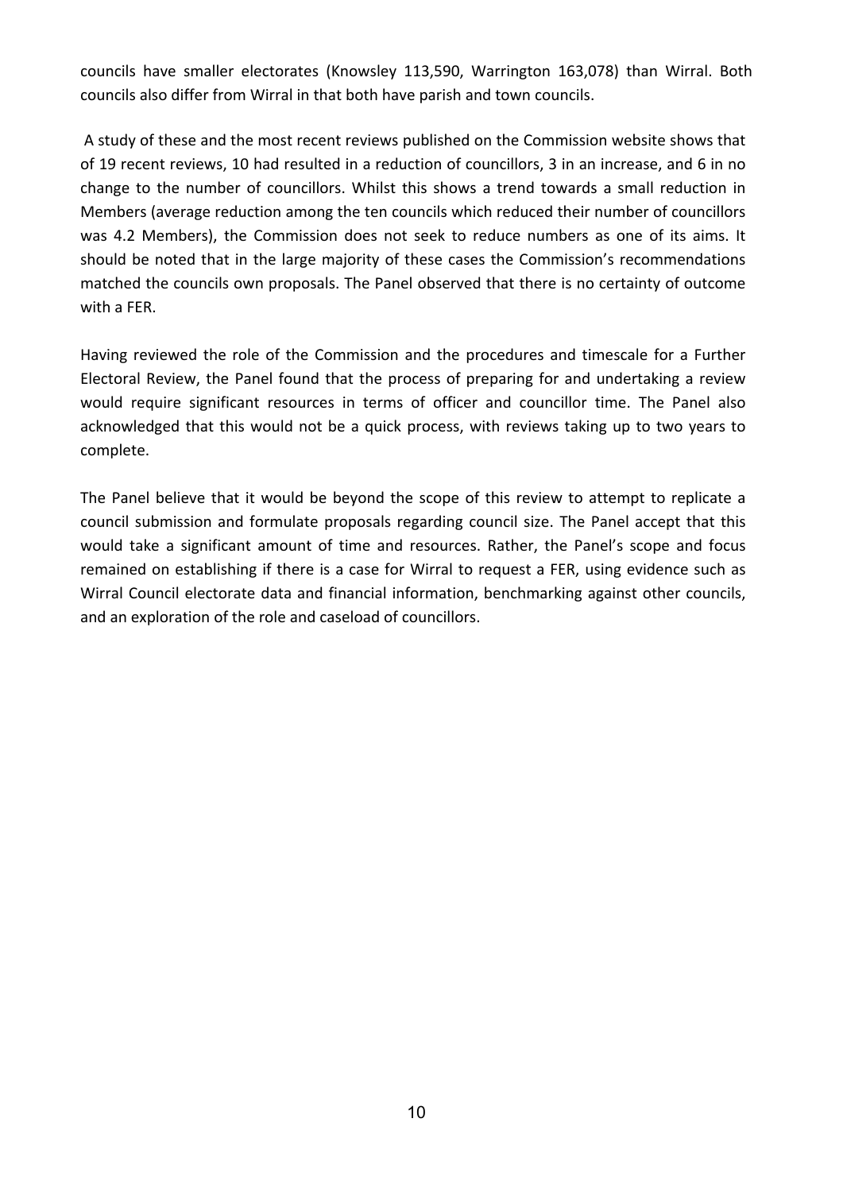councils have smaller electorates (Knowsley 113,590, Warrington 163,078) than Wirral. Both councils also differ from Wirral in that both have parish and town councils.

A study of these and the most recent reviews published on the Commission website shows that of 19 recent reviews, 10 had resulted in a reduction of councillors, 3 in an increase, and 6 in no change to the number of councillors. Whilst this shows a trend towards a small reduction in Members (average reduction among the ten councils which reduced their number of councillors was 4.2 Members), the Commission does not seek to reduce numbers as one of its aims. It should be noted that in the large majority of these cases the Commission's recommendations matched the councils own proposals. The Panel observed that there is no certainty of outcome with a FER.

Having reviewed the role of the Commission and the procedures and timescale for a Further Electoral Review, the Panel found that the process of preparing for and undertaking a review would require significant resources in terms of officer and councillor time. The Panel also acknowledged that this would not be a quick process, with reviews taking up to two years to complete.

The Panel believe that it would be beyond the scope of this review to attempt to replicate a council submission and formulate proposals regarding council size. The Panel accept that this would take a significant amount of time and resources. Rather, the Panel's scope and focus remained on establishing if there is a case for Wirral to request a FER, using evidence such as Wirral Council electorate data and financial information, benchmarking against other councils, and an exploration of the role and caseload of councillors.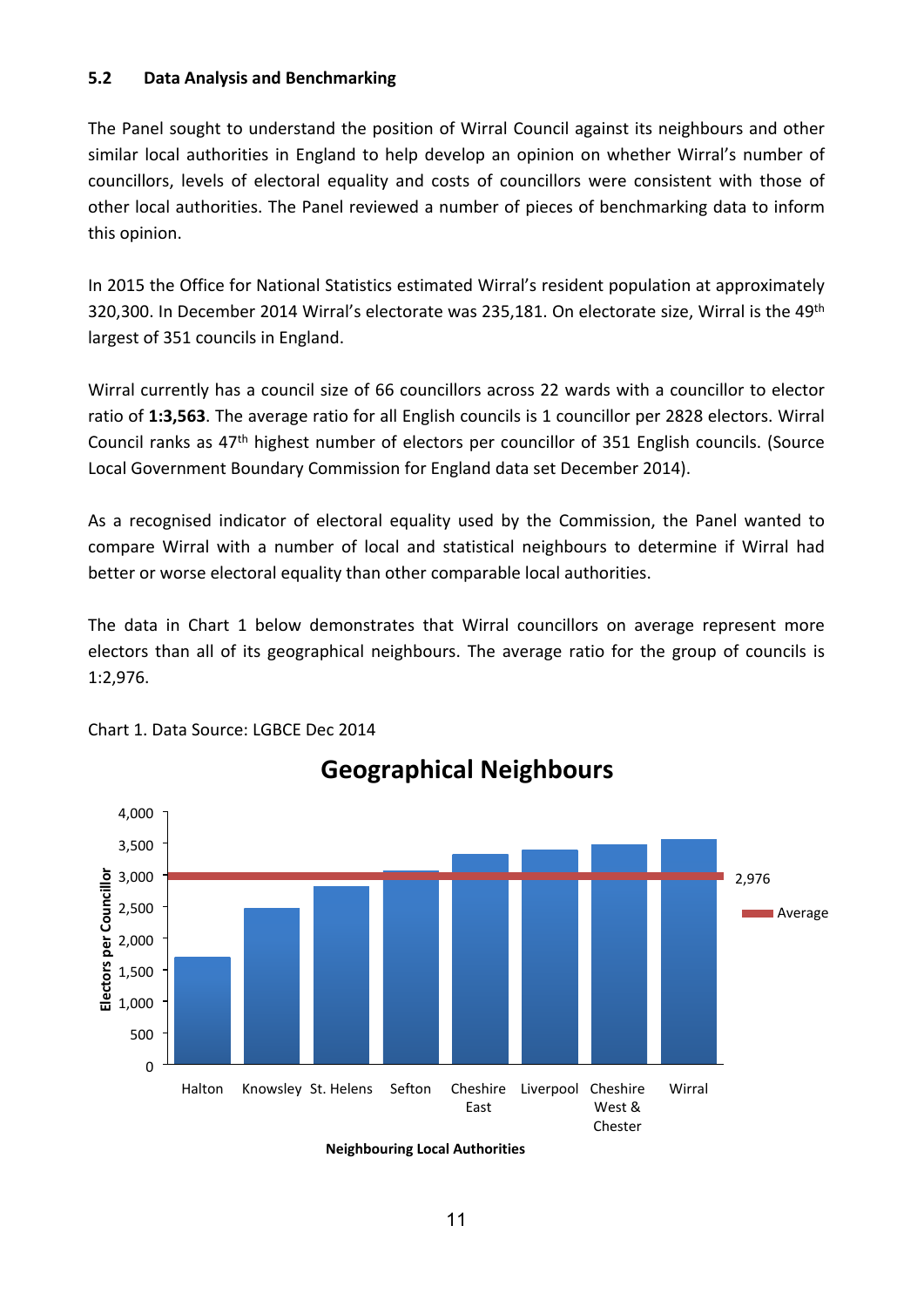### 5.2 Data Analysis and Benchmarking

The Panel sought to understand the position of Wirral Council against its neighbours and other similar local authorities in England to help develop an opinion on whether Wirral's number of councillors, levels of electoral equality and costs of councillors were consistent with those of other local authorities. The Panel reviewed a number of pieces of benchmarking data to inform this opinion.

In 2015 the Office for National Statistics estimated Wirral's resident population at approximately 320,300. In December 2014 Wirral's electorate was 235,181. On electorate size, Wirral is the 49th largest of 351 councils in England.

Wirral currently has a council size of 66 councillors across 22 wards with a councillor to elector ratio of **1:3,563**. The average ratio for all English councils is 1 councillor per 2828 electors. Wirral Council ranks as 47th highest number of electors per councillor of 351 English councils. (Source Local Government Boundary Commission for England data set December 2014).

As a recognised indicator of electoral equality used by the Commission, the Panel wanted to compare Wirral with a number of local and statistical neighbours to determine if Wirral had better or worse electoral equality than other comparable local authorities.

The data in Chart 1 below demonstrates that Wirral councillors on average represent more electors than all of its geographical neighbours. The average ratio for the group of councils is 1:2,976.

Chart 1. Data Source: LGBCE Dec 2014

**Geographical Neighbours**

Bar chart of Electors per Councillor by Neighbouring Local Authorities, with an Average line at 2,976. Authorities shown: Halton, Knowsley, St. Helens, Sefton, Cheshire East, Liverpool, Cheshire West & Chester, Wirral. Y-axis: 0 to 4,000.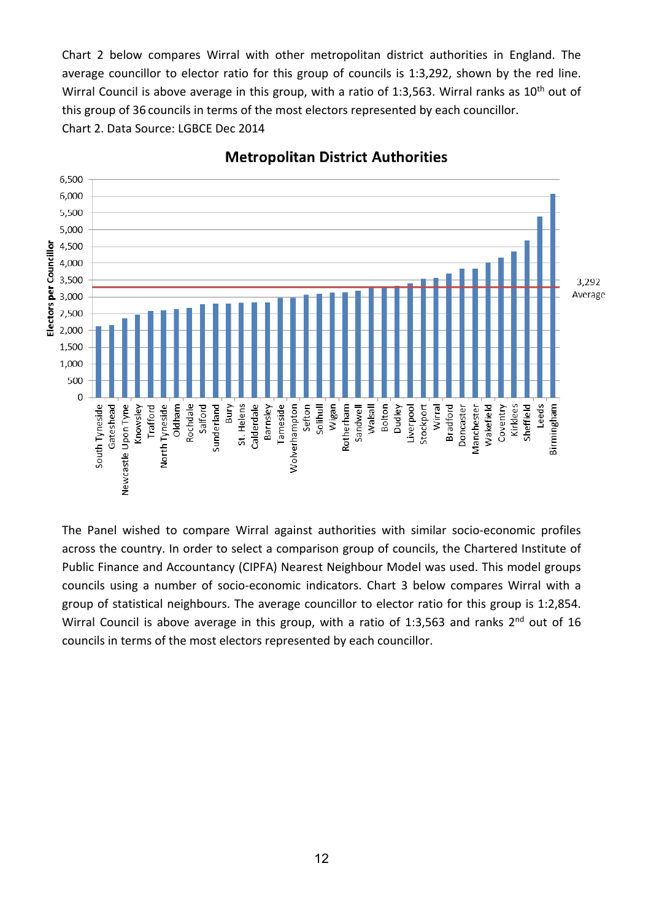Chart 2 below compares Wirral with other metropolitan district authorities in England. The average councillor to elector ratio for this group of councils is 1:3,292, shown by the red line. Wirral Council is above average in this group, with a ratio of 1:3,563. Wirral ranks as 10th out of this group of 36 councils in terms of the most electors represented by each councillor.

Chart 2. Data Source: LGBCE Dec 2014

**Metropolitan District Authorities**

Electors per Councillor (y-axis: 0 to 6,500); red line: 3,292 Average

Authorities (x-axis, ascending order): South Tyneside, Gateshead, Newcastle Upon Tyne, Knowsley, Trafford, North Tyneside, Oldham, Rochdale, Salford, Sunderland, Bury, St. Helens, Calderdale, Barnsley, Tameside, Wolverhampton, Sefton, Solihull, Wigan, Rotherham, Sandwell, Walsall, Bolton, Dudley, Liverpool, Stockport, Wirral, Bradford, Doncaster, Manchester, Wakefield, Coventry, Kirklees, Sheffield, Leeds, Birmingham

The Panel wished to compare Wirral against authorities with similar socio-economic profiles across the country. In order to select a comparison group of councils, the Chartered Institute of Public Finance and Accountancy (CIPFA) Nearest Neighbour Model was used. This model groups councils using a number of socio-economic indicators. Chart 3 below compares Wirral with a group of statistical neighbours. The average councillor to elector ratio for this group is 1:2,854. Wirral Council is above average in this group, with a ratio of 1:3,563 and ranks 2nd out of 16 councils in terms of the most electors represented by each councillor.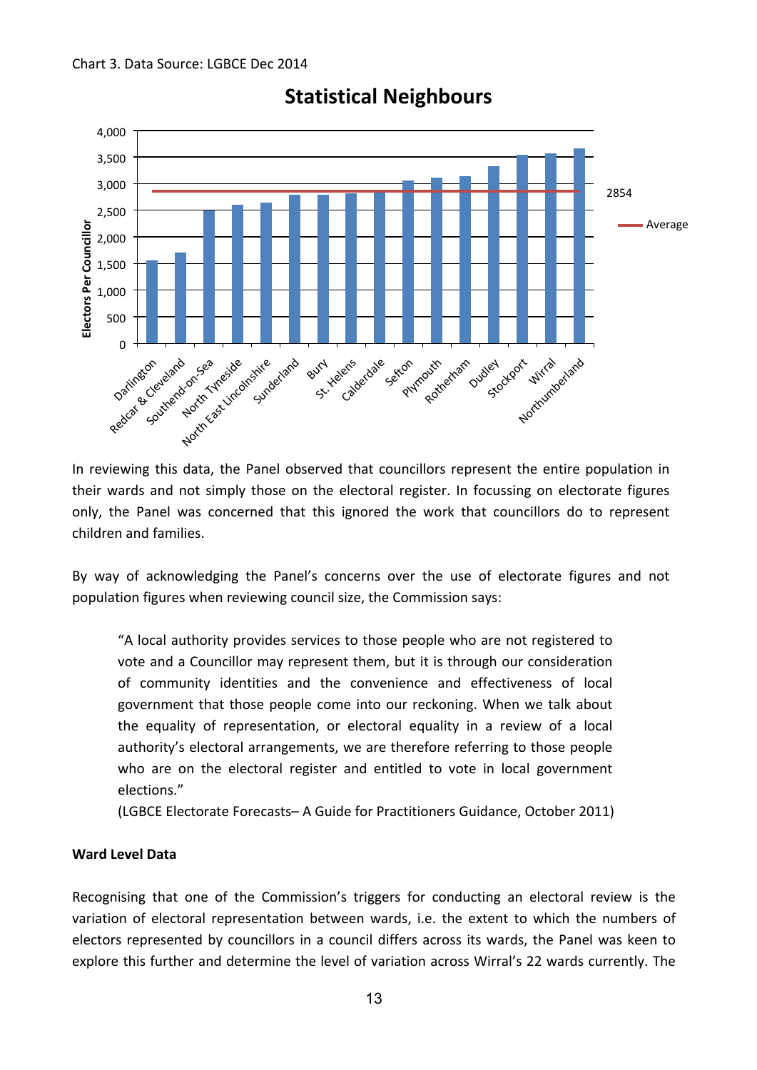Chart 3. Data Source: LGBCE Dec 2014

**Statistical Neighbours**

In reviewing this data, the Panel observed that councillors represent the entire population in their wards and not simply those on the electoral register. In focussing on electorate figures only, the Panel was concerned that this ignored the work that councillors do to represent children and families.

By way of acknowledging the Panel's concerns over the use of electorate figures and not population figures when reviewing council size, the Commission says:

> "A local authority provides services to those people who are not registered to vote and a Councillor may represent them, but it is through our consideration of community identities and the convenience and effectiveness of local government that those people come into our reckoning. When we talk about the equality of representation, or electoral equality in a review of a local authority's electoral arrangements, we are therefore referring to those people who are on the electoral register and entitled to vote in local government elections."
>
> (LGBCE Electorate Forecasts– A Guide for Practitioners Guidance, October 2011)

**Ward Level Data**

Recognising that one of the Commission's triggers for conducting an electoral review is the variation of electoral representation between wards, i.e. the extent to which the numbers of electors represented by councillors in a council differs across its wards, the Panel was keen to explore this further and determine the level of variation across Wirral's 22 wards currently. The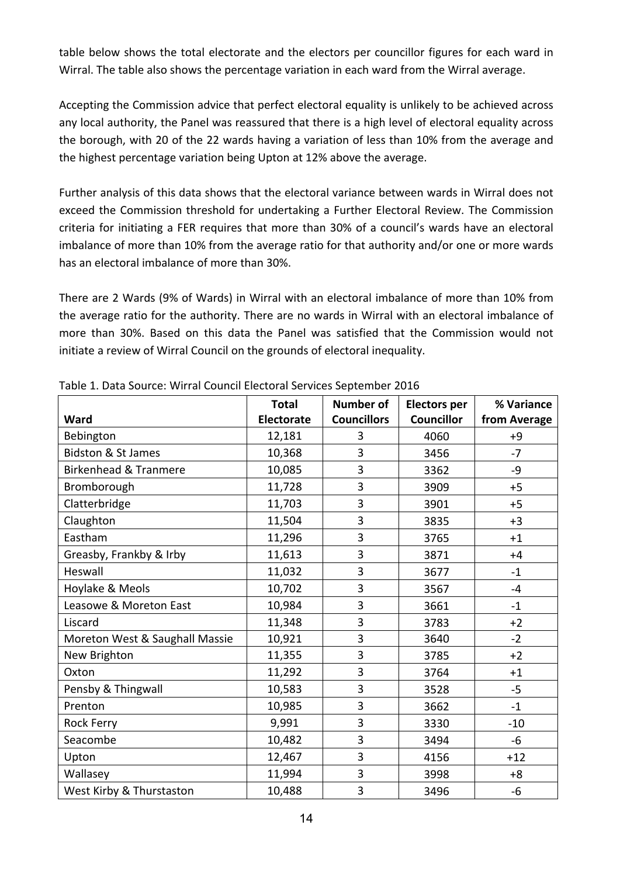table below shows the total electorate and the electors per councillor figures for each ward in Wirral. The table also shows the percentage variation in each ward from the Wirral average.

Accepting the Commission advice that perfect electoral equality is unlikely to be achieved across any local authority, the Panel was reassured that there is a high level of electoral equality across the borough, with 20 of the 22 wards having a variation of less than 10% from the average and the highest percentage variation being Upton at 12% above the average.

Further analysis of this data shows that the electoral variance between wards in Wirral does not exceed the Commission threshold for undertaking a Further Electoral Review. The Commission criteria for initiating a FER requires that more than 30% of a council's wards have an electoral imbalance of more than 10% from the average ratio for that authority and/or one or more wards has an electoral imbalance of more than 30%.

There are 2 Wards (9% of Wards) in Wirral with an electoral imbalance of more than 10% from the average ratio for the authority. There are no wards in Wirral with an electoral imbalance of more than 30%. Based on this data the Panel was satisfied that the Commission would not initiate a review of Wirral Council on the grounds of electoral inequality.

Table 1. Data Source: Wirral Council Electoral Services September 2016

| Ward | Total Electorate | Number of Councillors | Electors per Councillor | % Variance from Average |
|---|---|---|---|---|
| Bebington | 12,181 | 3 | 4060 | +9 |
| Bidston & St James | 10,368 | 3 | 3456 | -7 |
| Birkenhead & Tranmere | 10,085 | 3 | 3362 | -9 |
| Bromborough | 11,728 | 3 | 3909 | +5 |
| Clatterbridge | 11,703 | 3 | 3901 | +5 |
| Claughton | 11,504 | 3 | 3835 | +3 |
| Eastham | 11,296 | 3 | 3765 | +1 |
| Greasby, Frankby & Irby | 11,613 | 3 | 3871 | +4 |
| Heswall | 11,032 | 3 | 3677 | -1 |
| Hoylake & Meols | 10,702 | 3 | 3567 | -4 |
| Leasowe & Moreton East | 10,984 | 3 | 3661 | -1 |
| Liscard | 11,348 | 3 | 3783 | +2 |
| Moreton West & Saughall Massie | 10,921 | 3 | 3640 | -2 |
| New Brighton | 11,355 | 3 | 3785 | +2 |
| Oxton | 11,292 | 3 | 3764 | +1 |
| Pensby & Thingwall | 10,583 | 3 | 3528 | -5 |
| Prenton | 10,985 | 3 | 3662 | -1 |
| Rock Ferry | 9,991 | 3 | 3330 | -10 |
| Seacombe | 10,482 | 3 | 3494 | -6 |
| Upton | 12,467 | 3 | 4156 | +12 |
| Wallasey | 11,994 | 3 | 3998 | +8 |
| West Kirby & Thurstaston | 10,488 | 3 | 3496 | -6 |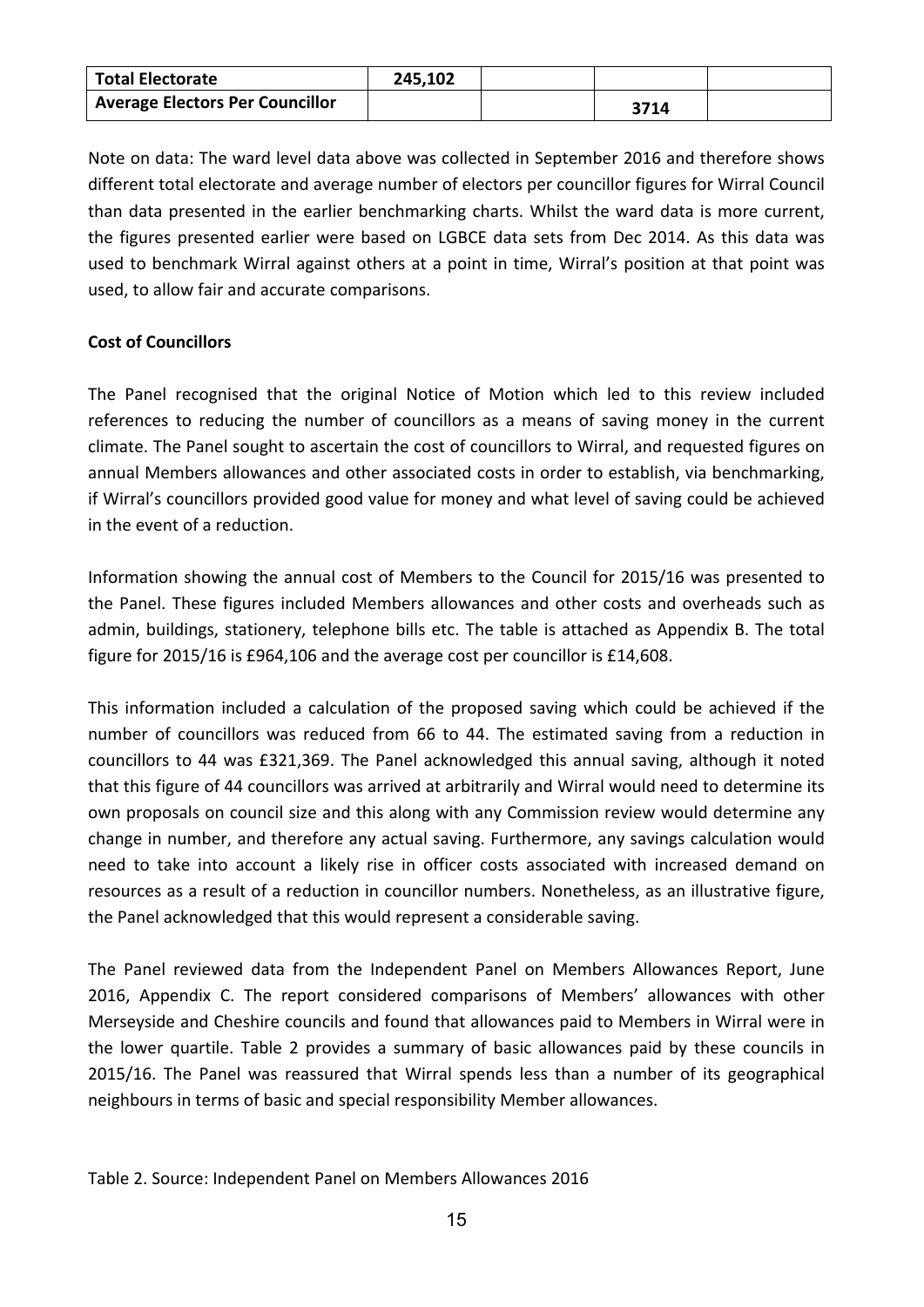| Total Electorate | 245,102 | | | |
| --- | --- | --- | --- | --- |
| Average Electors Per Councillor | | | 3714 | |

Note on data: The ward level data above was collected in September 2016 and therefore shows different total electorate and average number of electors per councillor figures for Wirral Council than data presented in the earlier benchmarking charts. Whilst the ward data is more current, the figures presented earlier were based on LGBCE data sets from Dec 2014. As this data was used to benchmark Wirral against others at a point in time, Wirral's position at that point was used, to allow fair and accurate comparisons.

**Cost of Councillors**

The Panel recognised that the original Notice of Motion which led to this review included references to reducing the number of councillors as a means of saving money in the current climate. The Panel sought to ascertain the cost of councillors to Wirral, and requested figures on annual Members allowances and other associated costs in order to establish, via benchmarking, if Wirral's councillors provided good value for money and what level of saving could be achieved in the event of a reduction.

Information showing the annual cost of Members to the Council for 2015/16 was presented to the Panel. These figures included Members allowances and other costs and overheads such as admin, buildings, stationery, telephone bills etc. The table is attached as Appendix B. The total figure for 2015/16 is £964,106 and the average cost per councillor is £14,608.

This information included a calculation of the proposed saving which could be achieved if the number of councillors was reduced from 66 to 44. The estimated saving from a reduction in councillors to 44 was £321,369. The Panel acknowledged this annual saving, although it noted that this figure of 44 councillors was arrived at arbitrarily and Wirral would need to determine its own proposals on council size and this along with any Commission review would determine any change in number, and therefore any actual saving. Furthermore, any savings calculation would need to take into account a likely rise in officer costs associated with increased demand on resources as a result of a reduction in councillor numbers. Nonetheless, as an illustrative figure, the Panel acknowledged that this would represent a considerable saving.

The Panel reviewed data from the Independent Panel on Members Allowances Report, June 2016, Appendix C. The report considered comparisons of Members' allowances with other Merseyside and Cheshire councils and found that allowances paid to Members in Wirral were in the lower quartile. Table 2 provides a summary of basic allowances paid by these councils in 2015/16. The Panel was reassured that Wirral spends less than a number of its geographical neighbours in terms of basic and special responsibility Member allowances.

Table 2. Source: Independent Panel on Members Allowances 2016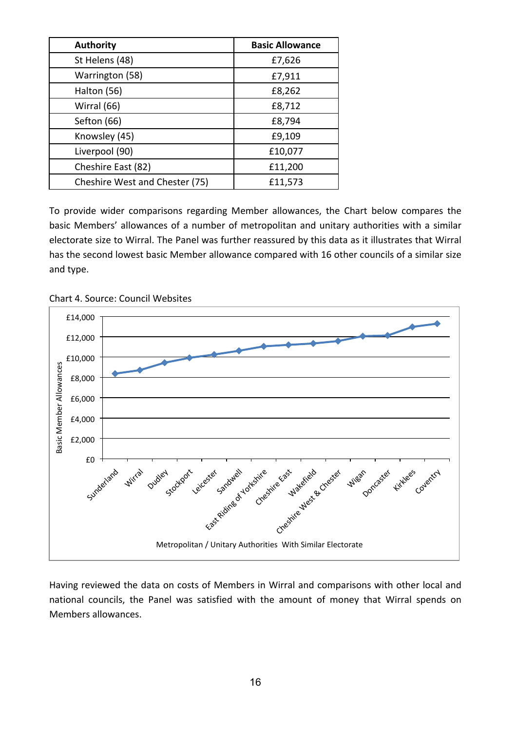| Authority | Basic Allowance |
|---|---|
| St Helens (48) | £7,626 |
| Warrington (58) | £7,911 |
| Halton (56) | £8,262 |
| Wirral (66) | £8,712 |
| Sefton (66) | £8,794 |
| Knowsley (45) | £9,109 |
| Liverpool (90) | £10,077 |
| Cheshire East (82) | £11,200 |
| Cheshire West and Chester (75) | £11,573 |

To provide wider comparisons regarding Member allowances, the Chart below compares the basic Members' allowances of a number of metropolitan and unitary authorities with a similar electorate size to Wirral. The Panel was further reassured by this data as it illustrates that Wirral has the second lowest basic Member allowance compared with 16 other councils of a similar size and type.

Chart 4. Source: Council Websites

Having reviewed the data on costs of Members in Wirral and comparisons with other local and national councils, the Panel was satisfied with the amount of money that Wirral spends on Members allowances.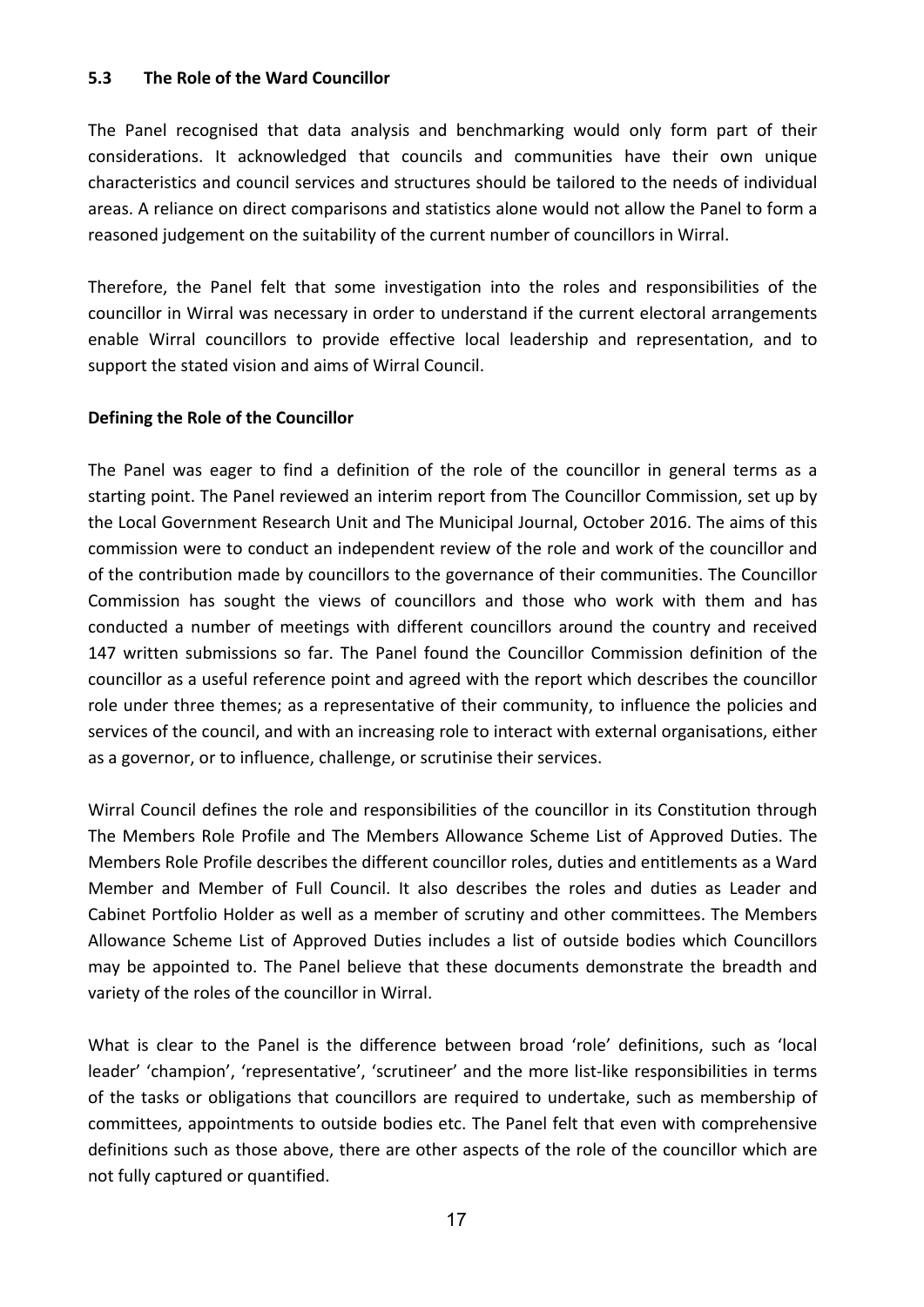### 5.3 The Role of the Ward Councillor

The Panel recognised that data analysis and benchmarking would only form part of their considerations. It acknowledged that councils and communities have their own unique characteristics and council services and structures should be tailored to the needs of individual areas. A reliance on direct comparisons and statistics alone would not allow the Panel to form a reasoned judgement on the suitability of the current number of councillors in Wirral.

Therefore, the Panel felt that some investigation into the roles and responsibilities of the councillor in Wirral was necessary in order to understand if the current electoral arrangements enable Wirral councillors to provide effective local leadership and representation, and to support the stated vision and aims of Wirral Council.

**Defining the Role of the Councillor**

The Panel was eager to find a definition of the role of the councillor in general terms as a starting point. The Panel reviewed an interim report from The Councillor Commission, set up by the Local Government Research Unit and The Municipal Journal, October 2016. The aims of this commission were to conduct an independent review of the role and work of the councillor and of the contribution made by councillors to the governance of their communities. The Councillor Commission has sought the views of councillors and those who work with them and has conducted a number of meetings with different councillors around the country and received 147 written submissions so far. The Panel found the Councillor Commission definition of the councillor as a useful reference point and agreed with the report which describes the councillor role under three themes; as a representative of their community, to influence the policies and services of the council, and with an increasing role to interact with external organisations, either as a governor, or to influence, challenge, or scrutinise their services.

Wirral Council defines the role and responsibilities of the councillor in its Constitution through The Members Role Profile and The Members Allowance Scheme List of Approved Duties. The Members Role Profile describes the different councillor roles, duties and entitlements as a Ward Member and Member of Full Council. It also describes the roles and duties as Leader and Cabinet Portfolio Holder as well as a member of scrutiny and other committees. The Members Allowance Scheme List of Approved Duties includes a list of outside bodies which Councillors may be appointed to. The Panel believe that these documents demonstrate the breadth and variety of the roles of the councillor in Wirral.

What is clear to the Panel is the difference between broad 'role' definitions, such as 'local leader' 'champion', 'representative', 'scrutineer' and the more list-like responsibilities in terms of the tasks or obligations that councillors are required to undertake, such as membership of committees, appointments to outside bodies etc. The Panel felt that even with comprehensive definitions such as those above, there are other aspects of the role of the councillor which are not fully captured or quantified.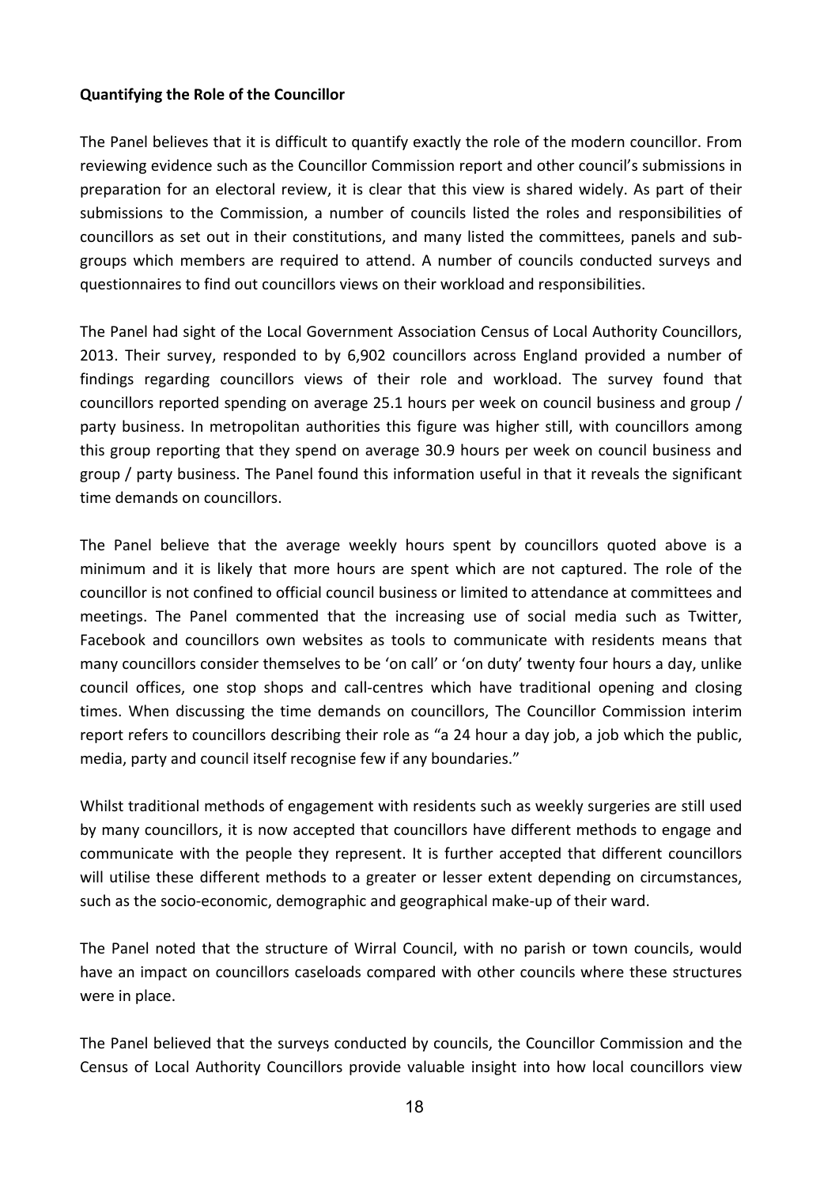**Quantifying the Role of the Councillor**

The Panel believes that it is difficult to quantify exactly the role of the modern councillor. From reviewing evidence such as the Councillor Commission report and other council's submissions in preparation for an electoral review, it is clear that this view is shared widely. As part of their submissions to the Commission, a number of councils listed the roles and responsibilities of councillors as set out in their constitutions, and many listed the committees, panels and sub-groups which members are required to attend. A number of councils conducted surveys and questionnaires to find out councillors views on their workload and responsibilities.

The Panel had sight of the Local Government Association Census of Local Authority Councillors, 2013. Their survey, responded to by 6,902 councillors across England provided a number of findings regarding councillors views of their role and workload. The survey found that councillors reported spending on average 25.1 hours per week on council business and group / party business. In metropolitan authorities this figure was higher still, with councillors among this group reporting that they spend on average 30.9 hours per week on council business and group / party business. The Panel found this information useful in that it reveals the significant time demands on councillors.

The Panel believe that the average weekly hours spent by councillors quoted above is a minimum and it is likely that more hours are spent which are not captured. The role of the councillor is not confined to official council business or limited to attendance at committees and meetings. The Panel commented that the increasing use of social media such as Twitter, Facebook and councillors own websites as tools to communicate with residents means that many councillors consider themselves to be 'on call' or 'on duty' twenty four hours a day, unlike council offices, one stop shops and call-centres which have traditional opening and closing times. When discussing the time demands on councillors, The Councillor Commission interim report refers to councillors describing their role as "a 24 hour a day job, a job which the public, media, party and council itself recognise few if any boundaries."

Whilst traditional methods of engagement with residents such as weekly surgeries are still used by many councillors, it is now accepted that councillors have different methods to engage and communicate with the people they represent. It is further accepted that different councillors will utilise these different methods to a greater or lesser extent depending on circumstances, such as the socio-economic, demographic and geographical make-up of their ward.

The Panel noted that the structure of Wirral Council, with no parish or town councils, would have an impact on councillors caseloads compared with other councils where these structures were in place.

The Panel believed that the surveys conducted by councils, the Councillor Commission and the Census of Local Authority Councillors provide valuable insight into how local councillors view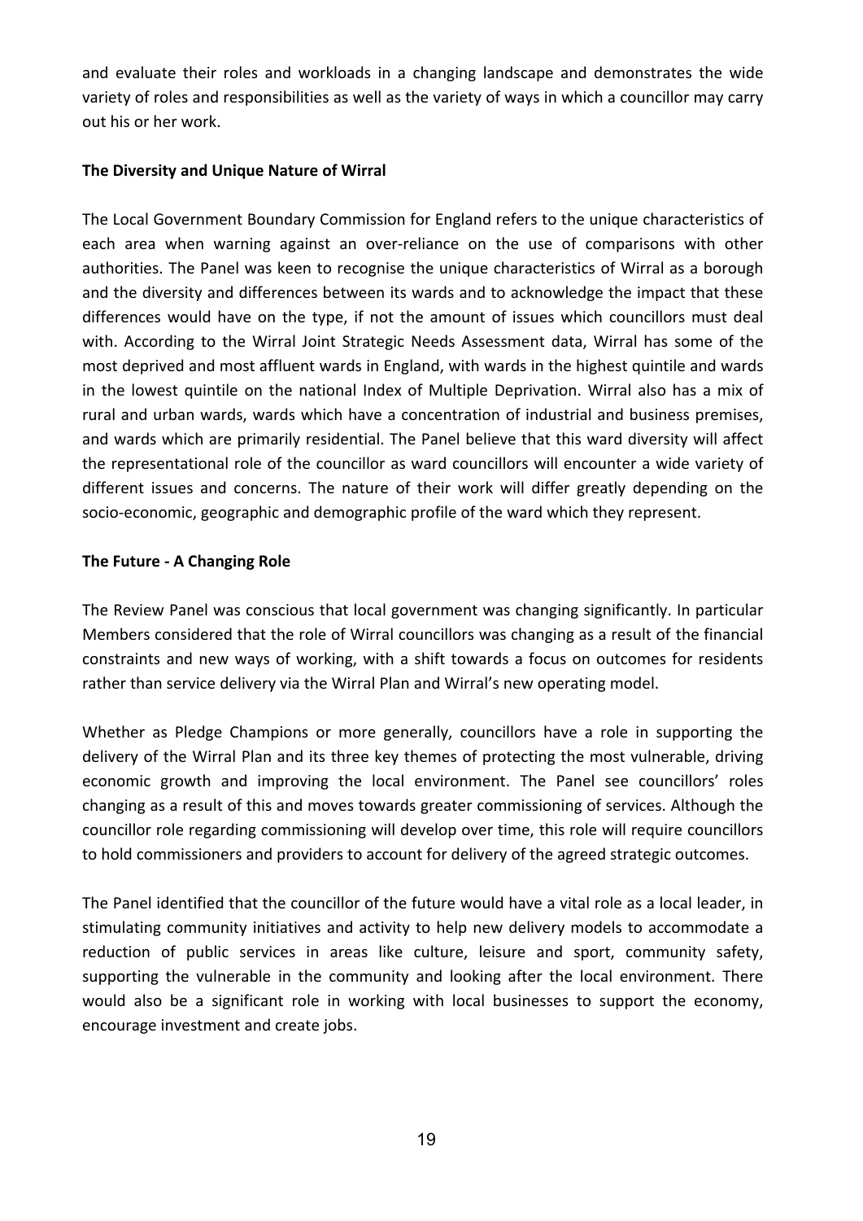and evaluate their roles and workloads in a changing landscape and demonstrates the wide variety of roles and responsibilities as well as the variety of ways in which a councillor may carry out his or her work.

**The Diversity and Unique Nature of Wirral**

The Local Government Boundary Commission for England refers to the unique characteristics of each area when warning against an over-reliance on the use of comparisons with other authorities. The Panel was keen to recognise the unique characteristics of Wirral as a borough and the diversity and differences between its wards and to acknowledge the impact that these differences would have on the type, if not the amount of issues which councillors must deal with. According to the Wirral Joint Strategic Needs Assessment data, Wirral has some of the most deprived and most affluent wards in England, with wards in the highest quintile and wards in the lowest quintile on the national Index of Multiple Deprivation. Wirral also has a mix of rural and urban wards, wards which have a concentration of industrial and business premises, and wards which are primarily residential. The Panel believe that this ward diversity will affect the representational role of the councillor as ward councillors will encounter a wide variety of different issues and concerns. The nature of their work will differ greatly depending on the socio-economic, geographic and demographic profile of the ward which they represent.

**The Future - A Changing Role**

The Review Panel was conscious that local government was changing significantly. In particular Members considered that the role of Wirral councillors was changing as a result of the financial constraints and new ways of working, with a shift towards a focus on outcomes for residents rather than service delivery via the Wirral Plan and Wirral's new operating model.

Whether as Pledge Champions or more generally, councillors have a role in supporting the delivery of the Wirral Plan and its three key themes of protecting the most vulnerable, driving economic growth and improving the local environment. The Panel see councillors' roles changing as a result of this and moves towards greater commissioning of services. Although the councillor role regarding commissioning will develop over time, this role will require councillors to hold commissioners and providers to account for delivery of the agreed strategic outcomes.

The Panel identified that the councillor of the future would have a vital role as a local leader, in stimulating community initiatives and activity to help new delivery models to accommodate a reduction of public services in areas like culture, leisure and sport, community safety, supporting the vulnerable in the community and looking after the local environment. There would also be a significant role in working with local businesses to support the economy, encourage investment and create jobs.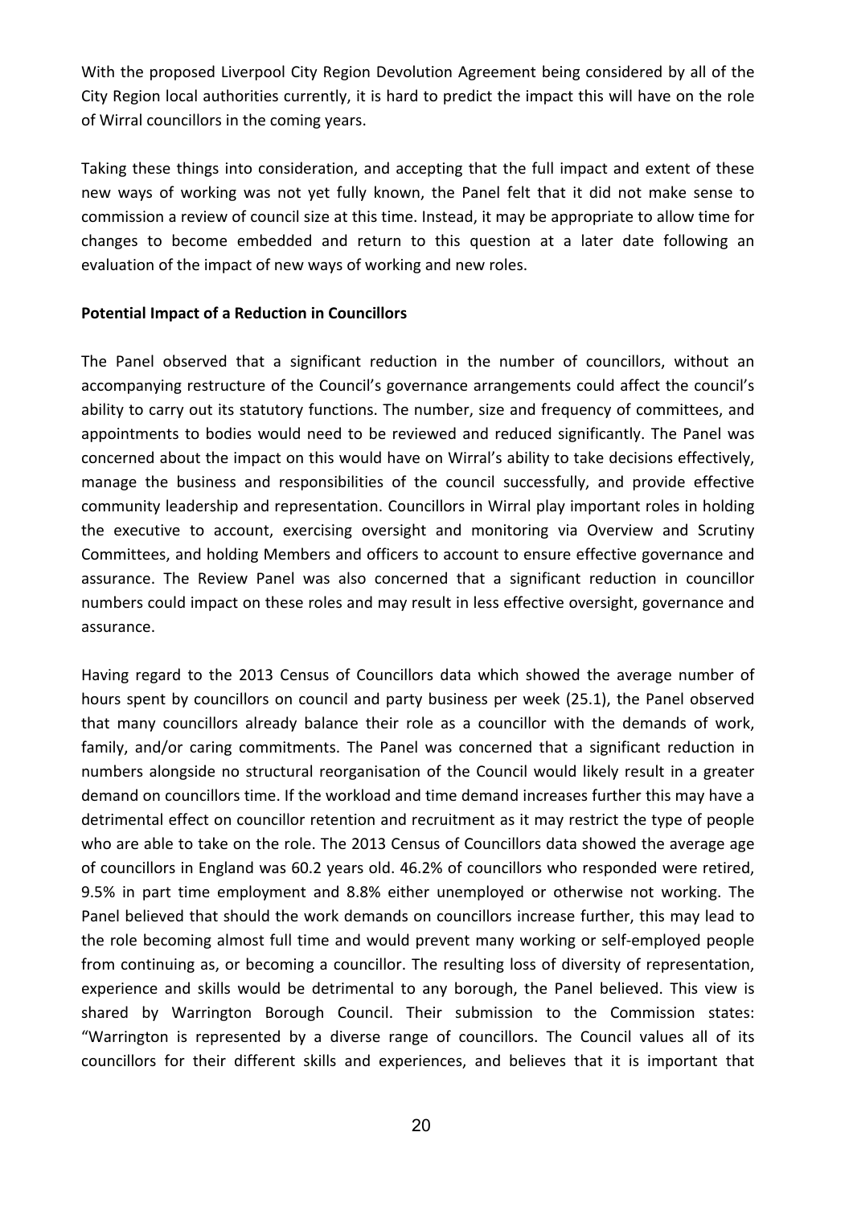With the proposed Liverpool City Region Devolution Agreement being considered by all of the City Region local authorities currently, it is hard to predict the impact this will have on the role of Wirral councillors in the coming years.

Taking these things into consideration, and accepting that the full impact and extent of these new ways of working was not yet fully known, the Panel felt that it did not make sense to commission a review of council size at this time. Instead, it may be appropriate to allow time for changes to become embedded and return to this question at a later date following an evaluation of the impact of new ways of working and new roles.

**Potential Impact of a Reduction in Councillors**

The Panel observed that a significant reduction in the number of councillors, without an accompanying restructure of the Council's governance arrangements could affect the council's ability to carry out its statutory functions. The number, size and frequency of committees, and appointments to bodies would need to be reviewed and reduced significantly. The Panel was concerned about the impact on this would have on Wirral's ability to take decisions effectively, manage the business and responsibilities of the council successfully, and provide effective community leadership and representation. Councillors in Wirral play important roles in holding the executive to account, exercising oversight and monitoring via Overview and Scrutiny Committees, and holding Members and officers to account to ensure effective governance and assurance. The Review Panel was also concerned that a significant reduction in councillor numbers could impact on these roles and may result in less effective oversight, governance and assurance.

Having regard to the 2013 Census of Councillors data which showed the average number of hours spent by councillors on council and party business per week (25.1), the Panel observed that many councillors already balance their role as a councillor with the demands of work, family, and/or caring commitments. The Panel was concerned that a significant reduction in numbers alongside no structural reorganisation of the Council would likely result in a greater demand on councillors time. If the workload and time demand increases further this may have a detrimental effect on councillor retention and recruitment as it may restrict the type of people who are able to take on the role. The 2013 Census of Councillors data showed the average age of councillors in England was 60.2 years old. 46.2% of councillors who responded were retired, 9.5% in part time employment and 8.8% either unemployed or otherwise not working. The Panel believed that should the work demands on councillors increase further, this may lead to the role becoming almost full time and would prevent many working or self-employed people from continuing as, or becoming a councillor. The resulting loss of diversity of representation, experience and skills would be detrimental to any borough, the Panel believed. This view is shared by Warrington Borough Council. Their submission to the Commission states: "Warrington is represented by a diverse range of councillors. The Council values all of its councillors for their different skills and experiences, and believes that it is important that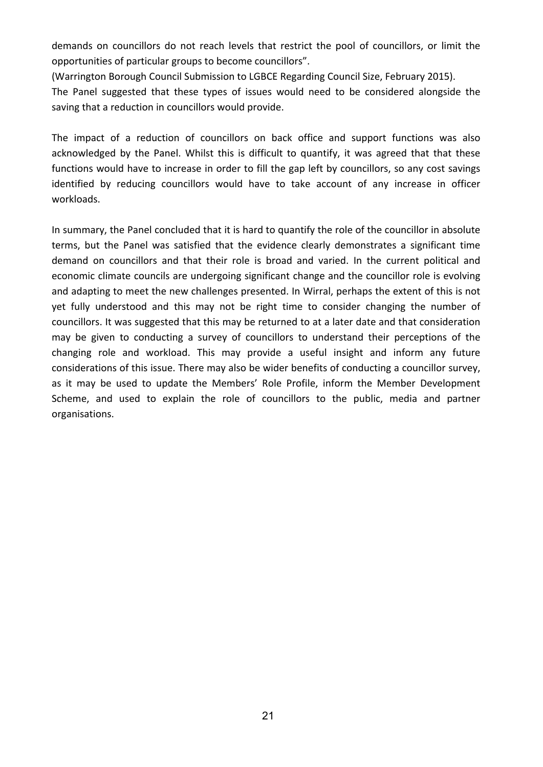demands on councillors do not reach levels that restrict the pool of councillors, or limit the opportunities of particular groups to become councillors".
(Warrington Borough Council Submission to LGBCE Regarding Council Size, February 2015).
The Panel suggested that these types of issues would need to be considered alongside the saving that a reduction in councillors would provide.

The impact of a reduction of councillors on back office and support functions was also acknowledged by the Panel. Whilst this is difficult to quantify, it was agreed that that these functions would have to increase in order to fill the gap left by councillors, so any cost savings identified by reducing councillors would have to take account of any increase in officer workloads.

In summary, the Panel concluded that it is hard to quantify the role of the councillor in absolute terms, but the Panel was satisfied that the evidence clearly demonstrates a significant time demand on councillors and that their role is broad and varied. In the current political and economic climate councils are undergoing significant change and the councillor role is evolving and adapting to meet the new challenges presented. In Wirral, perhaps the extent of this is not yet fully understood and this may not be right time to consider changing the number of councillors. It was suggested that this may be returned to at a later date and that consideration may be given to conducting a survey of councillors to understand their perceptions of the changing role and workload. This may provide a useful insight and inform any future considerations of this issue. There may also be wider benefits of conducting a councillor survey, as it may be used to update the Members' Role Profile, inform the Member Development Scheme, and used to explain the role of councillors to the public, media and partner organisations.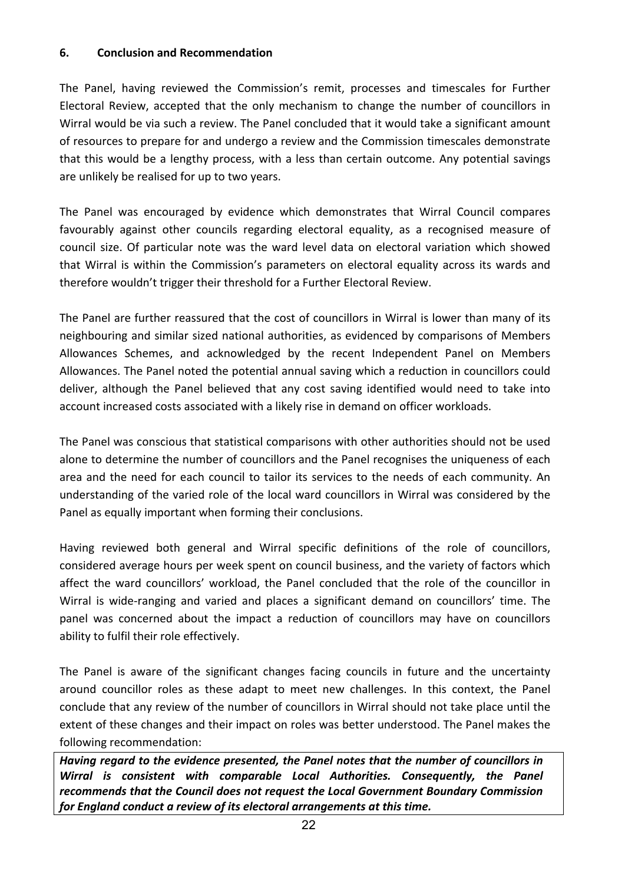## 6. Conclusion and Recommendation

The Panel, having reviewed the Commission's remit, processes and timescales for Further Electoral Review, accepted that the only mechanism to change the number of councillors in Wirral would be via such a review. The Panel concluded that it would take a significant amount of resources to prepare for and undergo a review and the Commission timescales demonstrate that this would be a lengthy process, with a less than certain outcome. Any potential savings are unlikely be realised for up to two years.

The Panel was encouraged by evidence which demonstrates that Wirral Council compares favourably against other councils regarding electoral equality, as a recognised measure of council size. Of particular note was the ward level data on electoral variation which showed that Wirral is within the Commission's parameters on electoral equality across its wards and therefore wouldn't trigger their threshold for a Further Electoral Review.

The Panel are further reassured that the cost of councillors in Wirral is lower than many of its neighbouring and similar sized national authorities, as evidenced by comparisons of Members Allowances Schemes, and acknowledged by the recent Independent Panel on Members Allowances. The Panel noted the potential annual saving which a reduction in councillors could deliver, although the Panel believed that any cost saving identified would need to take into account increased costs associated with a likely rise in demand on officer workloads.

The Panel was conscious that statistical comparisons with other authorities should not be used alone to determine the number of councillors and the Panel recognises the uniqueness of each area and the need for each council to tailor its services to the needs of each community. An understanding of the varied role of the local ward councillors in Wirral was considered by the Panel as equally important when forming their conclusions.

Having reviewed both general and Wirral specific definitions of the role of councillors, considered average hours per week spent on council business, and the variety of factors which affect the ward councillors' workload, the Panel concluded that the role of the councillor in Wirral is wide-ranging and varied and places a significant demand on councillors' time. The panel was concerned about the impact a reduction of councillors may have on councillors ability to fulfil their role effectively.

The Panel is aware of the significant changes facing councils in future and the uncertainty around councillor roles as these adapt to meet new challenges. In this context, the Panel conclude that any review of the number of councillors in Wirral should not take place until the extent of these changes and their impact on roles was better understood. The Panel makes the following recommendation:

***Having regard to the evidence presented, the Panel notes that the number of councillors in Wirral is consistent with comparable Local Authorities. Consequently, the Panel recommends that the Council does not request the Local Government Boundary Commission for England conduct a review of its electoral arrangements at this time.***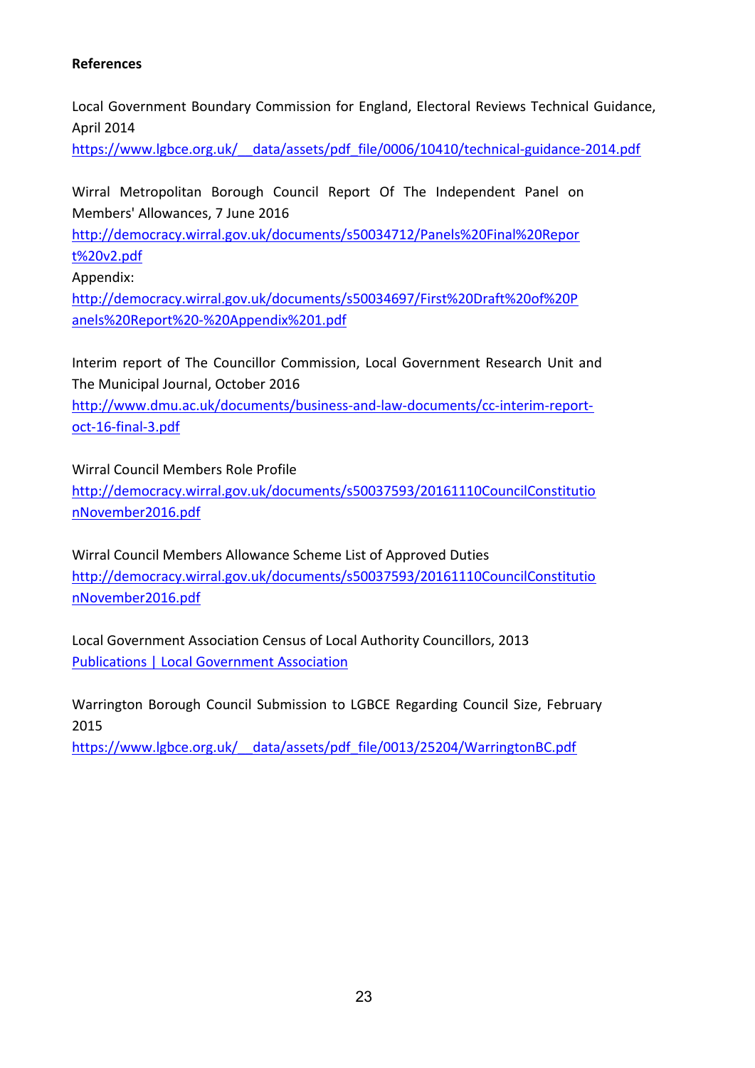**References**

Local Government Boundary Commission for England, Electoral Reviews Technical Guidance, April 2014
https://www.lgbce.org.uk/__data/assets/pdf_file/0006/10410/technical-guidance-2014.pdf

Wirral Metropolitan Borough Council Report Of The Independent Panel on Members' Allowances, 7 June 2016
http://democracy.wirral.gov.uk/documents/s50034712/Panels%20Final%20Report%20v2.pdf
Appendix:
http://democracy.wirral.gov.uk/documents/s50034697/First%20Draft%20of%20Panels%20Report%20-%20Appendix%201.pdf

Interim report of The Councillor Commission, Local Government Research Unit and The Municipal Journal, October 2016
http://www.dmu.ac.uk/documents/business-and-law-documents/cc-interim-report-oct-16-final-3.pdf

Wirral Council Members Role Profile
http://democracy.wirral.gov.uk/documents/s50037593/20161110CouncilConstitutionNovember2016.pdf

Wirral Council Members Allowance Scheme List of Approved Duties
http://democracy.wirral.gov.uk/documents/s50037593/20161110CouncilConstitutionNovember2016.pdf

Local Government Association Census of Local Authority Councillors, 2013
Publications | Local Government Association

Warrington Borough Council Submission to LGBCE Regarding Council Size, February 2015
https://www.lgbce.org.uk/__data/assets/pdf_file/0013/25204/WarringtonBC.pdf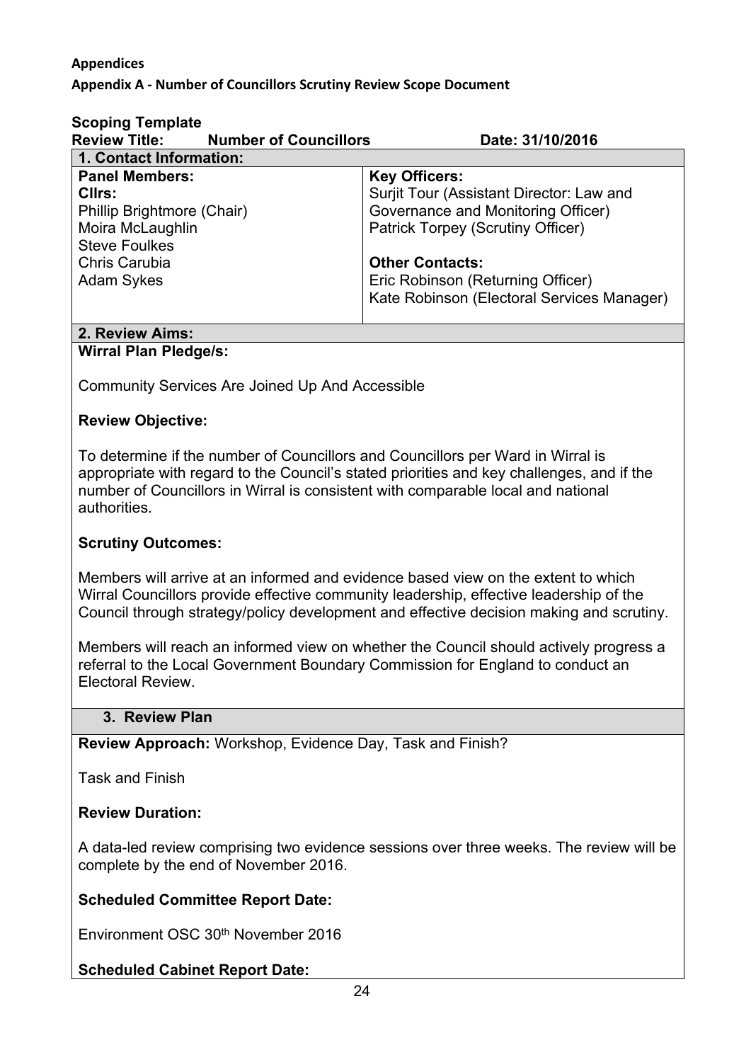**Appendices**

**Appendix A - Number of Councillors Scrutiny Review Scope Document**

**Scoping Template**

**Review Title: Number of Councillors Date: 31/10/2016**

| **1. Contact Information:** | |
|---|---|
| **Panel Members:**<br>**Cllrs:**<br>Phillip Brightmore (Chair)<br>Moira McLaughlin<br>Steve Foulkes<br>Chris Carubia<br>Adam Sykes | **Key Officers:**<br>Surjit Tour (Assistant Director: Law and Governance and Monitoring Officer)<br>Patrick Torpey (Scrutiny Officer)<br><br>**Other Contacts:**<br>Eric Robinson (Returning Officer)<br>Kate Robinson (Electoral Services Manager) |

**2. Review Aims:**

**Wirral Plan Pledge/s:**

Community Services Are Joined Up And Accessible

**Review Objective:**

To determine if the number of Councillors and Councillors per Ward in Wirral is appropriate with regard to the Council's stated priorities and key challenges, and if the number of Councillors in Wirral is consistent with comparable local and national authorities.

**Scrutiny Outcomes:**

Members will arrive at an informed and evidence based view on the extent to which Wirral Councillors provide effective community leadership, effective leadership of the Council through strategy/policy development and effective decision making and scrutiny.

Members will reach an informed view on whether the Council should actively progress a referral to the Local Government Boundary Commission for England to conduct an Electoral Review.

**3. Review Plan**

**Review Approach:** Workshop, Evidence Day, Task and Finish?

Task and Finish

**Review Duration:**

A data-led review comprising two evidence sessions over three weeks. The review will be complete by the end of November 2016.

**Scheduled Committee Report Date:**

Environment OSC 30th November 2016

**Scheduled Cabinet Report Date:**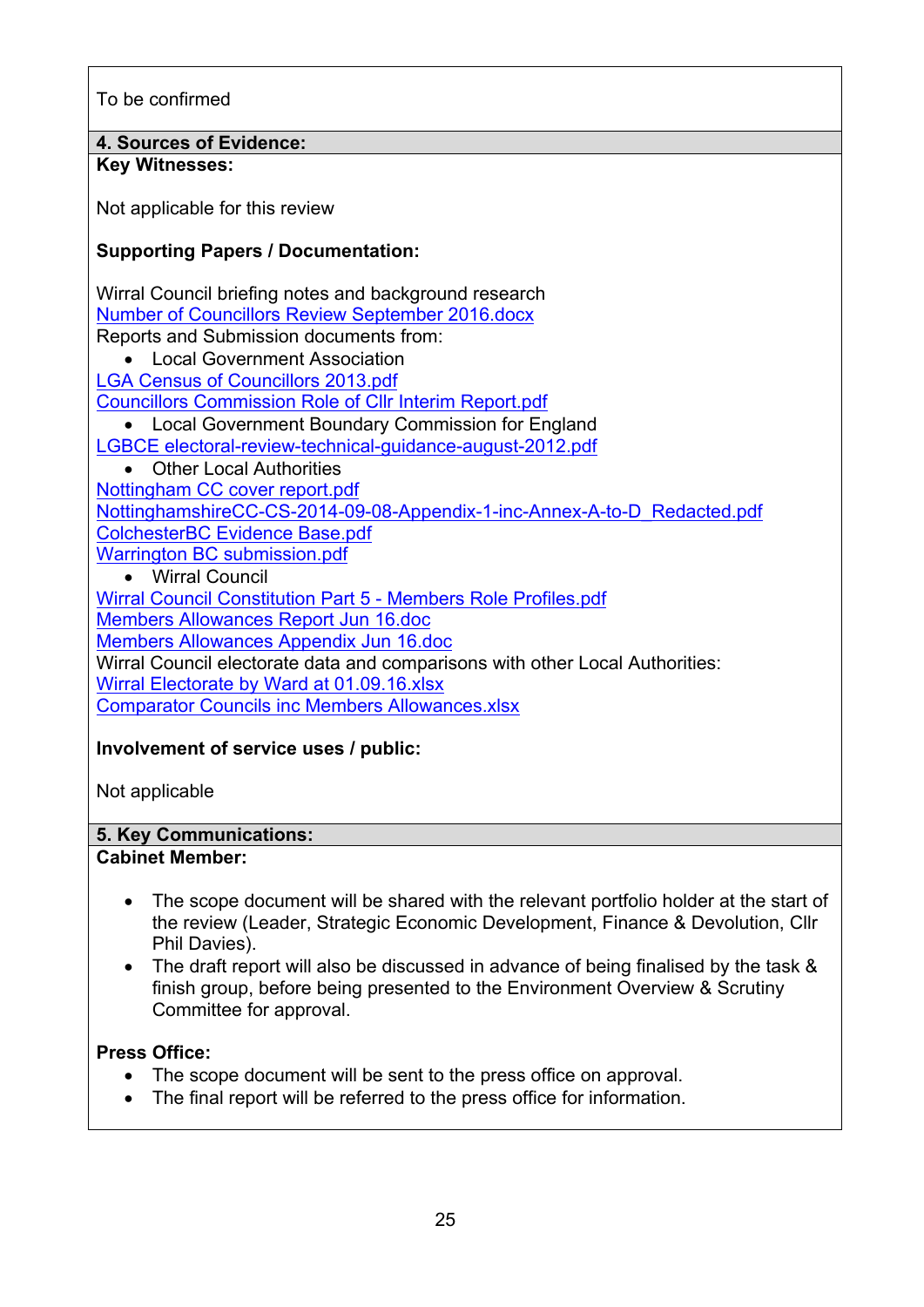To be confirmed

## 4. Sources of Evidence:

**Key Witnesses:**

Not applicable for this review

**Supporting Papers / Documentation:**

Wirral Council briefing notes and background research
Number of Councillors Review September 2016.docx
Reports and Submission documents from:

- Local Government Association

LGA Census of Councillors 2013.pdf
Councillors Commission Role of Cllr Interim Report.pdf

- Local Government Boundary Commission for England

LGBCE electoral-review-technical-guidance-august-2012.pdf

- Other Local Authorities

Nottingham CC cover report.pdf
NottinghamshireCC-CS-2014-09-08-Appendix-1-inc-Annex-A-to-D_Redacted.pdf
ColchesterBC Evidence Base.pdf
Warrington BC submission.pdf

- Wirral Council

Wirral Council Constitution Part 5 - Members Role Profiles.pdf
Members Allowances Report Jun 16.doc
Members Allowances Appendix Jun 16.doc
Wirral Council electorate data and comparisons with other Local Authorities:
Wirral Electorate by Ward at 01.09.16.xlsx
Comparator Councils inc Members Allowances.xlsx

**Involvement of service uses / public:**

Not applicable

## 5. Key Communications:

**Cabinet Member:**

- The scope document will be shared with the relevant portfolio holder at the start of the review (Leader, Strategic Economic Development, Finance & Devolution, Cllr Phil Davies).
- The draft report will also be discussed in advance of being finalised by the task & finish group, before being presented to the Environment Overview & Scrutiny Committee for approval.

**Press Office:**

- The scope document will be sent to the press office on approval.
- The final report will be referred to the press office for information.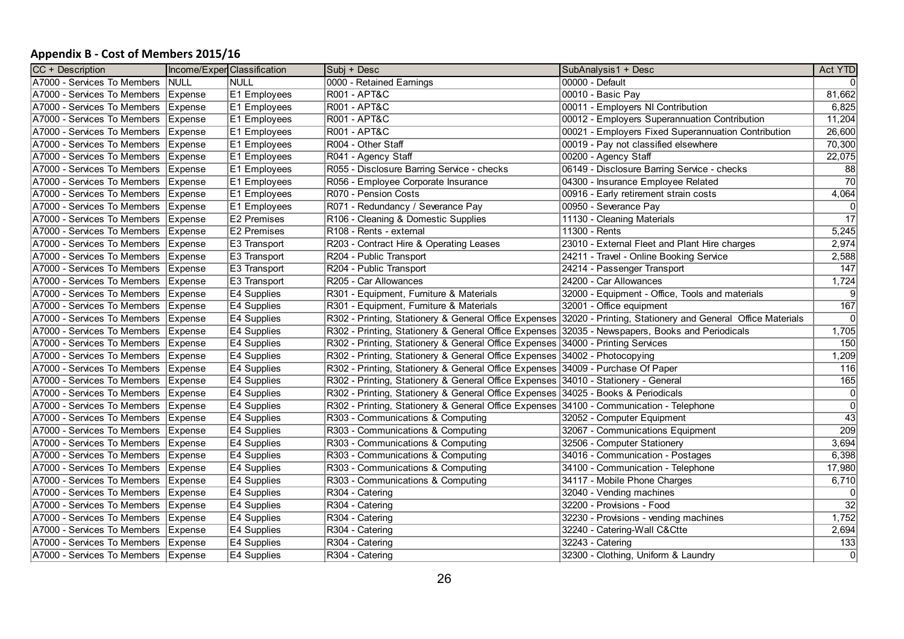## Appendix B - Cost of Members 2015/16

| CC + Description | Income/Exper | Classification | Subj + Desc | SubAnalysis1 + Desc | Act YTD |
|---|---|---|---|---|---|
| A7000 - Services To Members | NULL | NULL | 0000 - Retained Earnings | 00000 - Default | 0 |
| A7000 - Services To Members | Expense | E1 Employees | R001 - APT&C | 00010 - Basic Pay | 81,662 |
| A7000 - Services To Members | Expense | E1 Employees | R001 - APT&C | 00011 - Employers NI Contribution | 6,825 |
| A7000 - Services To Members | Expense | E1 Employees | R001 - APT&C | 00012 - Employers Superannuation Contribution | 11,204 |
| A7000 - Services To Members | Expense | E1 Employees | R001 - APT&C | 00021 - Employers Fixed Superannuation Contribution | 26,600 |
| A7000 - Services To Members | Expense | E1 Employees | R004 - Other Staff | 00019 - Pay not classified elsewhere | 70,300 |
| A7000 - Services To Members | Expense | E1 Employees | R041 - Agency Staff | 00200 - Agency Staff | 22,075 |
| A7000 - Services To Members | Expense | E1 Employees | R055 - Disclosure Barring Service - checks | 06149 - Disclosure Barring Service - checks | 88 |
| A7000 - Services To Members | Expense | E1 Employees | R056 - Employee Corporate Insurance | 04300 - Insurance Employee Related | 70 |
| A7000 - Services To Members | Expense | E1 Employees | R070 - Pension Costs | 00916 - Early retirement strain costs | 4,064 |
| A7000 - Services To Members | Expense | E1 Employees | R071 - Redundancy / Severance Pay | 00950 - Severance Pay | 0 |
| A7000 - Services To Members | Expense | E2 Premises | R106 - Cleaning & Domestic Supplies | 11130 - Cleaning Materials | 17 |
| A7000 - Services To Members | Expense | E2 Premises | R108 - Rents - external | 11300 - Rents | 5,245 |
| A7000 - Services To Members | Expense | E3 Transport | R203 - Contract Hire & Operating Leases | 23010 - External Fleet and Plant Hire charges | 2,974 |
| A7000 - Services To Members | Expense | E3 Transport | R204 - Public Transport | 24211 - Travel - Online Booking Service | 2,588 |
| A7000 - Services To Members | Expense | E3 Transport | R204 - Public Transport | 24214 - Passenger Transport | 147 |
| A7000 - Services To Members | Expense | E3 Transport | R205 - Car Allowances | 24200 - Car Allowances | 1,724 |
| A7000 - Services To Members | Expense | E4 Supplies | R301 - Equipment, Furniture & Materials | 32000 - Equipment - Office, Tools and materials | 9 |
| A7000 - Services To Members | Expense | E4 Supplies | R301 - Equipment, Furniture & Materials | 32001 - Office equipment | 167 |
| A7000 - Services To Members | Expense | E4 Supplies | R302 - Printing, Stationery & General Office Expenses | 32020 - Printing, Stationery and General Office Materials | 0 |
| A7000 - Services To Members | Expense | E4 Supplies | R302 - Printing, Stationery & General Office Expenses | 32035 - Newspapers, Books and Periodicals | 1,705 |
| A7000 - Services To Members | Expense | E4 Supplies | R302 - Printing, Stationery & General Office Expenses | 34000 - Printing Services | 150 |
| A7000 - Services To Members | Expense | E4 Supplies | R302 - Printing, Stationery & General Office Expenses | 34002 - Photocopying | 1,209 |
| A7000 - Services To Members | Expense | E4 Supplies | R302 - Printing, Stationery & General Office Expenses | 34009 - Purchase Of Paper | 116 |
| A7000 - Services To Members | Expense | E4 Supplies | R302 - Printing, Stationery & General Office Expenses | 34010 - Stationery - General | 165 |
| A7000 - Services To Members | Expense | E4 Supplies | R302 - Printing, Stationery & General Office Expenses | 34025 - Books & Periodicals | 0 |
| A7000 - Services To Members | Expense | E4 Supplies | R302 - Printing, Stationery & General Office Expenses | 34100 - Communication - Telephone | 0 |
| A7000 - Services To Members | Expense | E4 Supplies | R303 - Communications & Computing | 32052 - Computer Equipment | 43 |
| A7000 - Services To Members | Expense | E4 Supplies | R303 - Communications & Computing | 32067 - Communications Equipment | 209 |
| A7000 - Services To Members | Expense | E4 Supplies | R303 - Communications & Computing | 32506 - Computer Stationery | 3,694 |
| A7000 - Services To Members | Expense | E4 Supplies | R303 - Communications & Computing | 34016 - Communication - Postages | 6,398 |
| A7000 - Services To Members | Expense | E4 Supplies | R303 - Communications & Computing | 34100 - Communication - Telephone | 17,980 |
| A7000 - Services To Members | Expense | E4 Supplies | R303 - Communications & Computing | 34117 - Mobile Phone Charges | 6,710 |
| A7000 - Services To Members | Expense | E4 Supplies | R304 - Catering | 32040 - Vending machines | 0 |
| A7000 - Services To Members | Expense | E4 Supplies | R304 - Catering | 32200 - Provisions - Food | 32 |
| A7000 - Services To Members | Expense | E4 Supplies | R304 - Catering | 32230 - Provisions - vending machines | 1,752 |
| A7000 - Services To Members | Expense | E4 Supplies | R304 - Catering | 32240 - Catering-Wall C&Ctte | 2,694 |
| A7000 - Services To Members | Expense | E4 Supplies | R304 - Catering | 32243 - Catering | 133 |
| A7000 - Services To Members | Expense | E4 Supplies | R304 - Catering | 32300 - Clothing, Uniform & Laundry | 0 |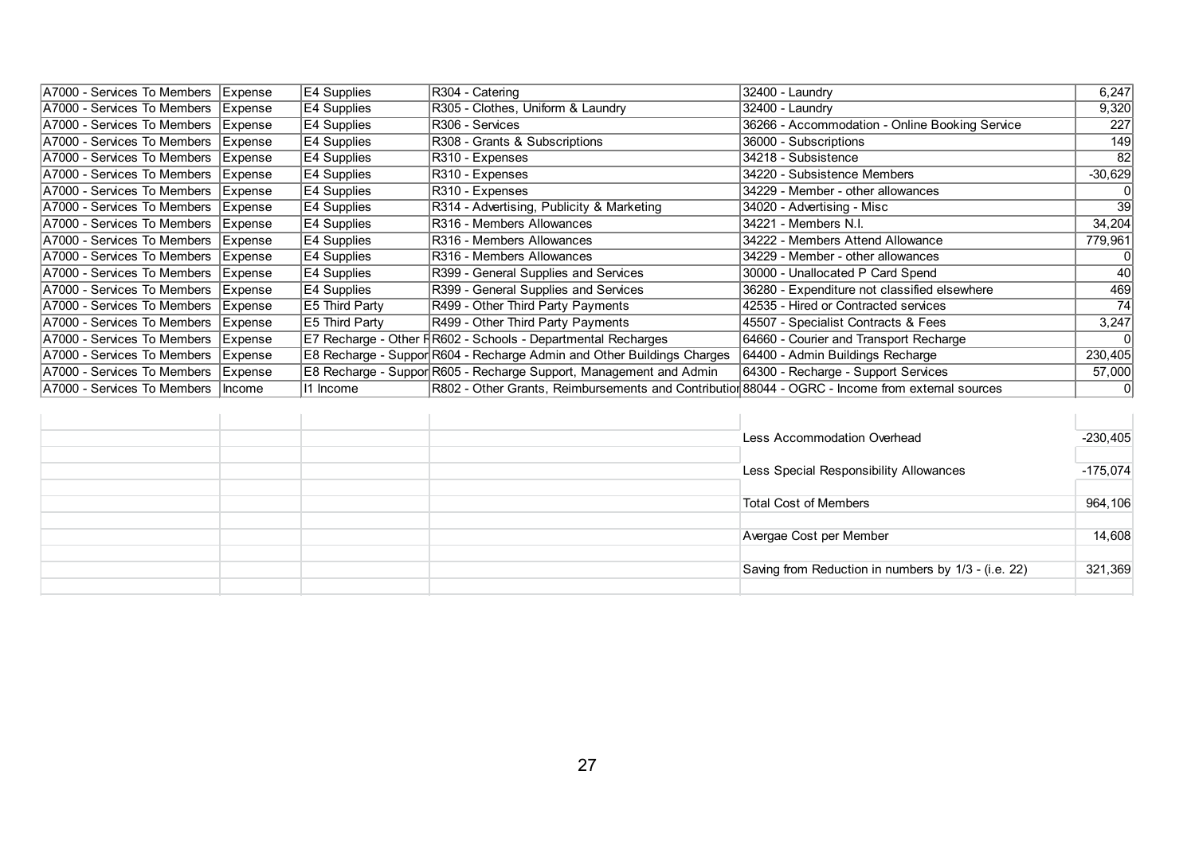| | | | | | |
|---|---|---|---|---|---|
| A7000 - Services To Members | Expense | E4 Supplies | R304 - Catering | 32400 - Laundry | 6,247 |
| A7000 - Services To Members | Expense | E4 Supplies | R305 - Clothes, Uniform & Laundry | 32400 - Laundry | 9,320 |
| A7000 - Services To Members | Expense | E4 Supplies | R306 - Services | 36266 - Accommodation - Online Booking Service | 227 |
| A7000 - Services To Members | Expense | E4 Supplies | R308 - Grants & Subscriptions | 36000 - Subscriptions | 149 |
| A7000 - Services To Members | Expense | E4 Supplies | R310 - Expenses | 34218 - Subsistence | 82 |
| A7000 - Services To Members | Expense | E4 Supplies | R310 - Expenses | 34220 - Subsistence Members | -30,629 |
| A7000 - Services To Members | Expense | E4 Supplies | R310 - Expenses | 34229 - Member - other allowances | 0 |
| A7000 - Services To Members | Expense | E4 Supplies | R314 - Advertising, Publicity & Marketing | 34020 - Advertising - Misc | 39 |
| A7000 - Services To Members | Expense | E4 Supplies | R316 - Members Allowances | 34221 - Members N.I. | 34,204 |
| A7000 - Services To Members | Expense | E4 Supplies | R316 - Members Allowances | 34222 - Members Attend Allowance | 779,961 |
| A7000 - Services To Members | Expense | E4 Supplies | R316 - Members Allowances | 34229 - Member - other allowances | 0 |
| A7000 - Services To Members | Expense | E4 Supplies | R399 - General Supplies and Services | 30000 - Unallocated P Card Spend | 40 |
| A7000 - Services To Members | Expense | E4 Supplies | R399 - General Supplies and Services | 36280 - Expenditure not classified elsewhere | 469 |
| A7000 - Services To Members | Expense | E5 Third Party | R499 - Other Third Party Payments | 42535 - Hired or Contracted services | 74 |
| A7000 - Services To Members | Expense | E5 Third Party | R499 - Other Third Party Payments | 45507 - Specialist Contracts & Fees | 3,247 |
| A7000 - Services To Members | Expense | E7 Recharge - Other F | R602 - Schools - Departmental Recharges | 64660 - Courier and Transport Recharge | 0 |
| A7000 - Services To Members | Expense | E8 Recharge - Suppor | R604 - Recharge Admin and Other Buildings Charges | 64400 - Admin Buildings Recharge | 230,405 |
| A7000 - Services To Members | Expense | E8 Recharge - Suppor | R605 - Recharge Support, Management and Admin | 64300 - Recharge - Support Services | 57,000 |
| A7000 - Services To Members | Income | I1 Income | R802 - Other Grants, Reimbursements and Contributior | 88044 - OGRC - Income from external sources | 0 |
| | | | | | |
| | | | | Less Accommodation Overhead | -230,405 |
| | | | | | |
| | | | | Less Special Responsibility Allowances | -175,074 |
| | | | | | |
| | | | | Total Cost of Members | 964,106 |
| | | | | | |
| | | | | Avergae Cost per Member | 14,608 |
| | | | | | |
| | | | | Saving from Reduction in numbers by 1/3 - (i.e. 22) | 321,369 |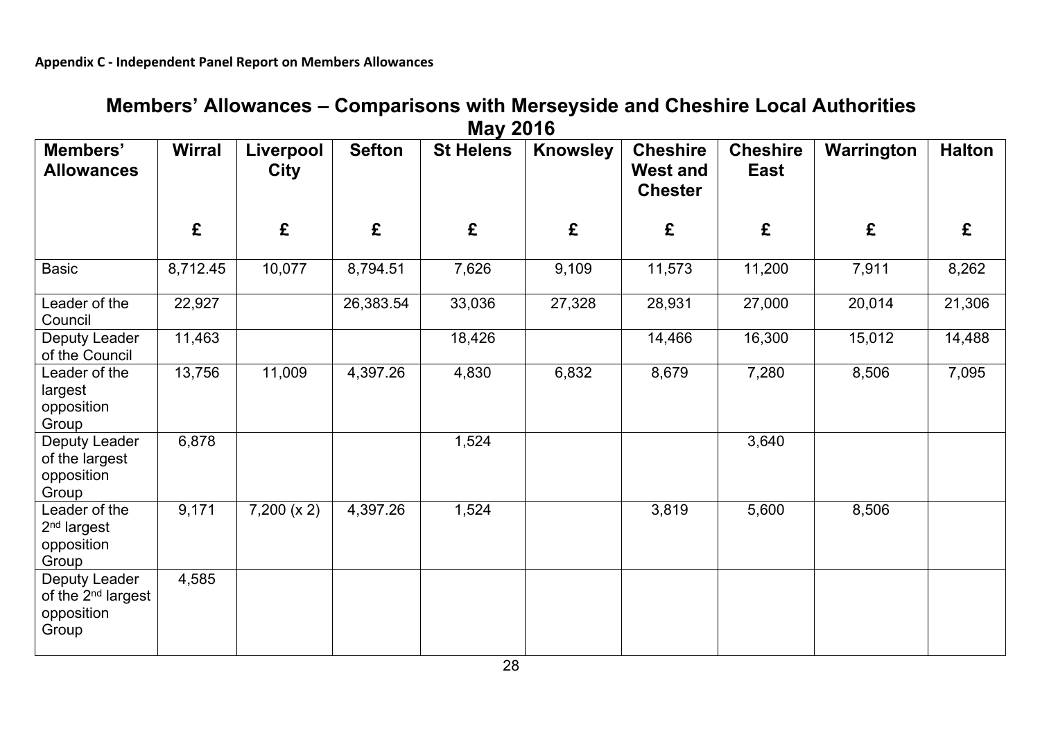**Appendix C - Independent Panel Report on Members Allowances**

## Members' Allowances – Comparisons with Merseyside and Cheshire Local Authorities May 2016

| Members' Allowances | Wirral | Liverpool City | Sefton | St Helens | Knowsley | Cheshire West and Chester | Cheshire East | Warrington | Halton |
|---|---|---|---|---|---|---|---|---|---|
| | £ | £ | £ | £ | £ | £ | £ | £ | £ |
| Basic | 8,712.45 | 10,077 | 8,794.51 | 7,626 | 9,109 | 11,573 | 11,200 | 7,911 | 8,262 |
| Leader of the Council | 22,927 | | 26,383.54 | 33,036 | 27,328 | 28,931 | 27,000 | 20,014 | 21,306 |
| Deputy Leader of the Council | 11,463 | | | 18,426 | | 14,466 | 16,300 | 15,012 | 14,488 |
| Leader of the largest opposition Group | 13,756 | 11,009 | 4,397.26 | 4,830 | 6,832 | 8,679 | 7,280 | 8,506 | 7,095 |
| Deputy Leader of the largest opposition Group | 6,878 | | | 1,524 | | | 3,640 | | |
| Leader of the 2nd largest opposition Group | 9,171 | 7,200 (x 2) | 4,397.26 | 1,524 | | 3,819 | 5,600 | 8,506 | |
| Deputy Leader of the 2nd largest opposition Group | 4,585 | | | | | | | | |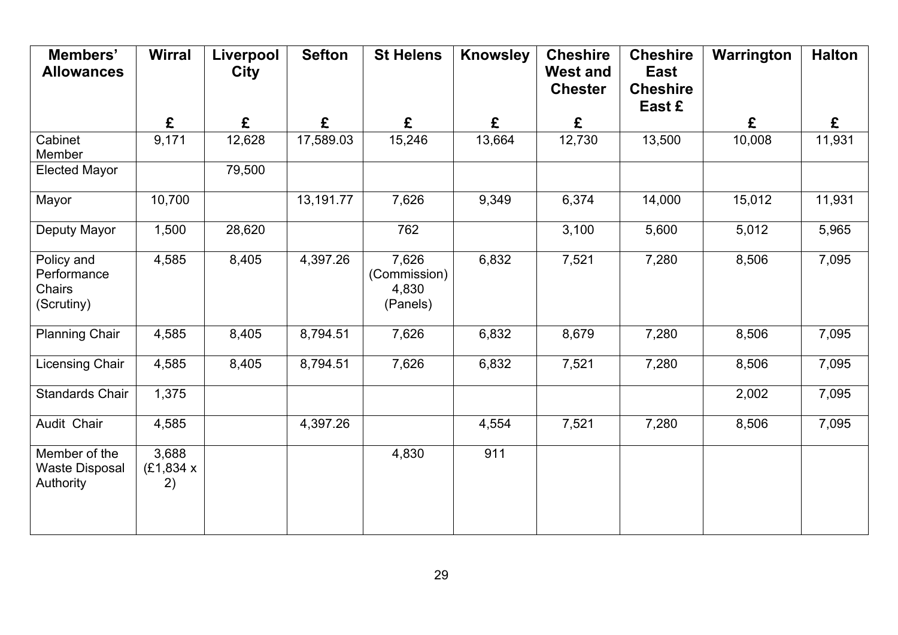| Members' Allowances | Wirral | Liverpool City | Sefton | St Helens | Knowsley | Cheshire West and Chester | Cheshire East Cheshire East £ | Warrington | Halton |
|---|---|---|---|---|---|---|---|---|---|
| | £ | £ | £ | £ | £ | £ | | £ | £ |
| Cabinet Member | 9,171 | 12,628 | 17,589.03 | 15,246 | 13,664 | 12,730 | 13,500 | 10,008 | 11,931 |
| Elected Mayor | | 79,500 | | | | | | | |
| Mayor | 10,700 | | 13,191.77 | 7,626 | 9,349 | 6,374 | 14,000 | 15,012 | 11,931 |
| Deputy Mayor | 1,500 | 28,620 | | 762 | | 3,100 | 5,600 | 5,012 | 5,965 |
| Policy and Performance Chairs (Scrutiny) | 4,585 | 8,405 | 4,397.26 | 7,626 (Commission) 4,830 (Panels) | 6,832 | 7,521 | 7,280 | 8,506 | 7,095 |
| Planning Chair | 4,585 | 8,405 | 8,794.51 | 7,626 | 6,832 | 8,679 | 7,280 | 8,506 | 7,095 |
| Licensing Chair | 4,585 | 8,405 | 8,794.51 | 7,626 | 6,832 | 7,521 | 7,280 | 8,506 | 7,095 |
| Standards Chair | 1,375 | | | | | | | 2,002 | 7,095 |
| Audit Chair | 4,585 | | 4,397.26 | | 4,554 | 7,521 | 7,280 | 8,506 | 7,095 |
| Member of the Waste Disposal Authority | 3,688 (£1,834 x 2) | | | 4,830 | 911 | | | | |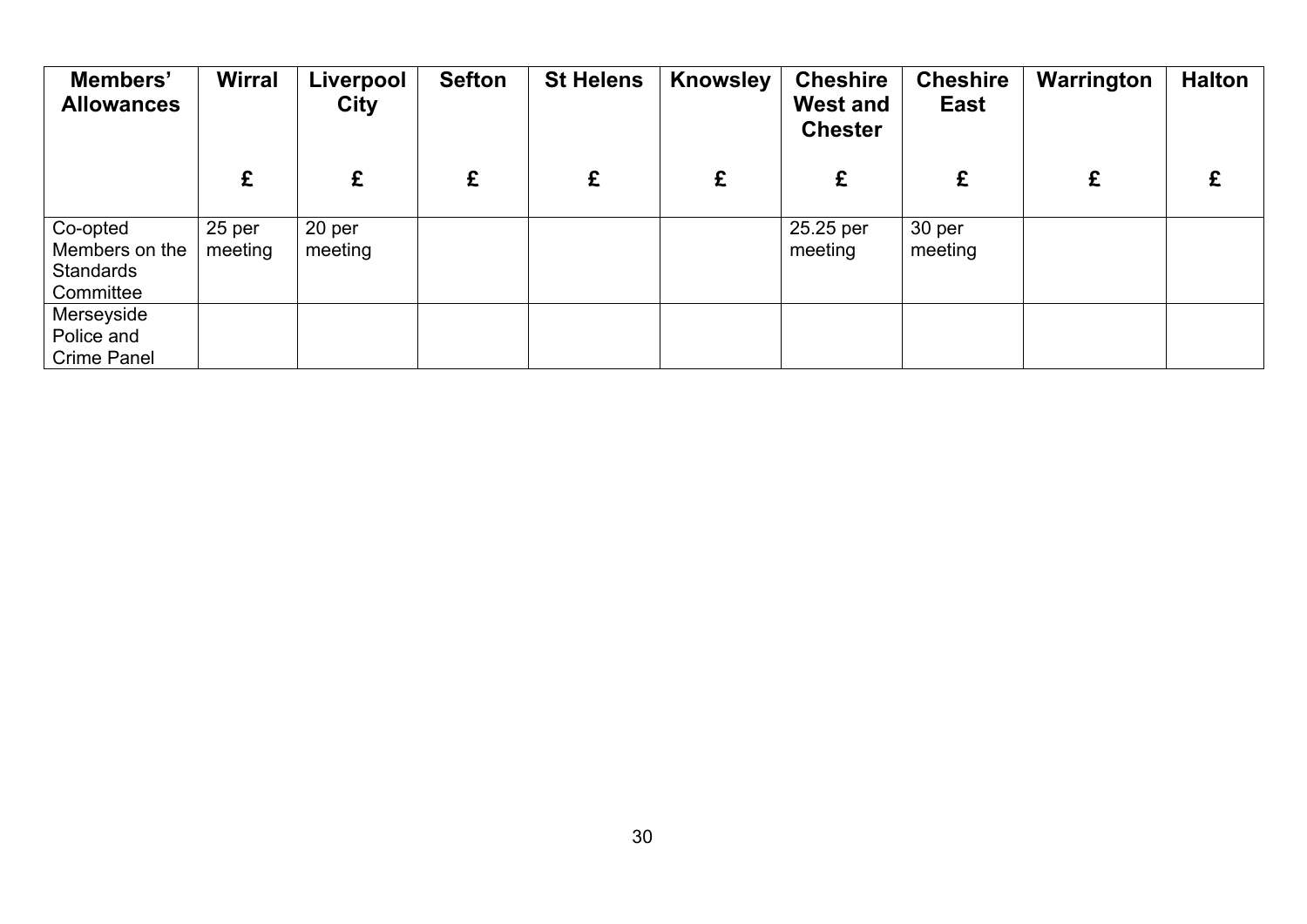| Members' Allowances | Wirral | Liverpool City | Sefton | St Helens | Knowsley | Cheshire West and Chester | Cheshire East | Warrington | Halton |
|---|---|---|---|---|---|---|---|---|---|
| | £ | £ | £ | £ | £ | £ | £ | £ | £ |
| Co-opted Members on the Standards Committee | 25 per meeting | 20 per meeting | | | | 25.25 per meeting | 30 per meeting | | |
| Merseyside Police and Crime Panel | | | | | | | | | |